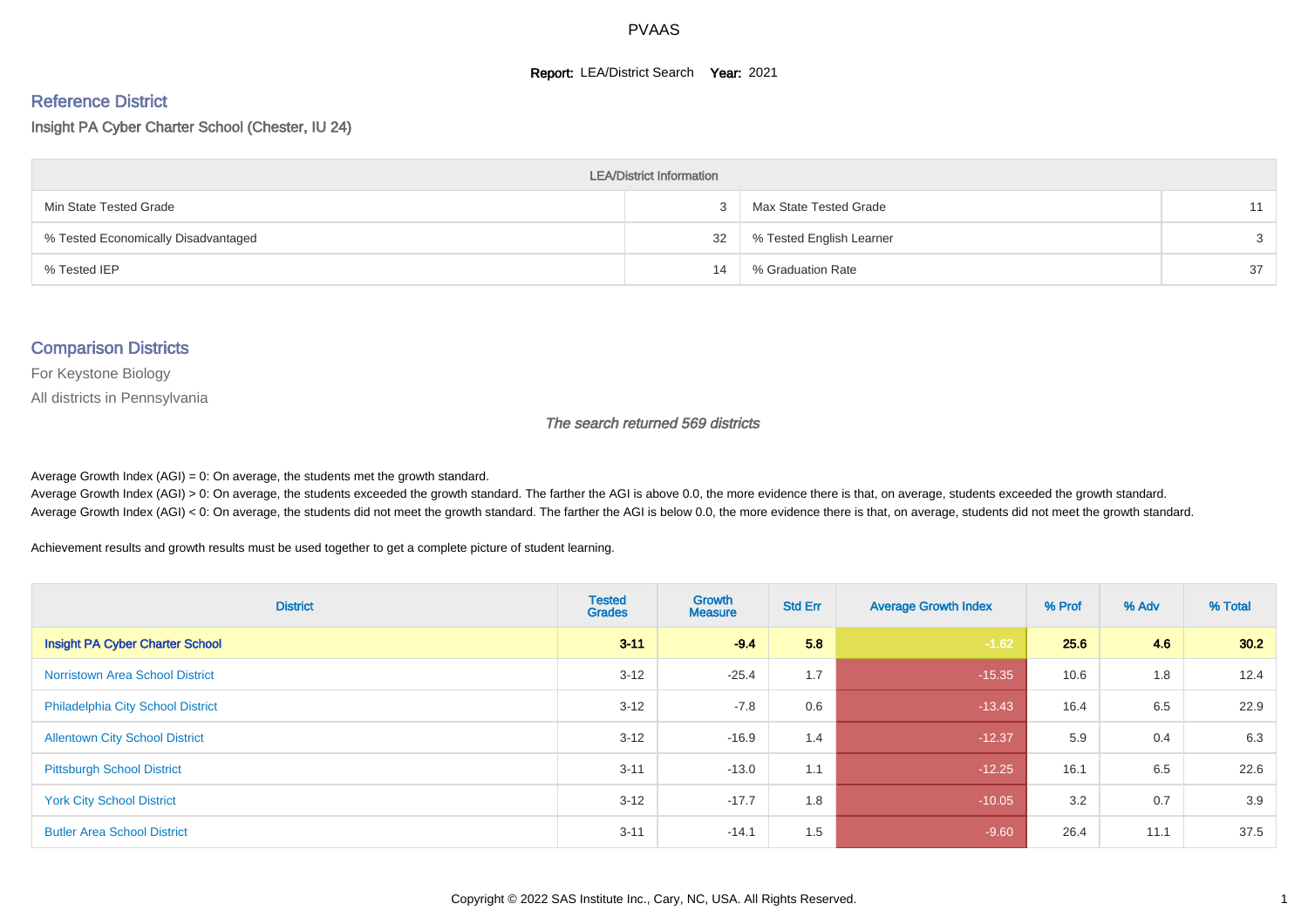# PVAAS

**Report:** LEA/District Search **Year:** 2021

## Reference District

Insight PA Cyber Charter School (Chester, IU 24)

| LEA/District Information | | | |
|---|---|---|---|
| Min State Tested Grade | 3 | Max State Tested Grade | 11 |
| % Tested Economically Disadvantaged | 32 | % Tested English Learner | 3 |
| % Tested IEP | 14 | % Graduation Rate | 37 |

## Comparison Districts

For Keystone Biology

All districts in Pennsylvania

*The search returned 569 districts*

Average Growth Index (AGI) = 0: On average, the students met the growth standard.
Average Growth Index (AGI) > 0: On average, the students exceeded the growth standard. The farther the AGI is above 0.0, the more evidence there is that, on average, students exceeded the growth standard.
Average Growth Index (AGI) < 0: On average, the students did not meet the growth standard. The farther the AGI is below 0.0, the more evidence there is that, on average, students did not meet the growth standard.

Achievement results and growth results must be used together to get a complete picture of student learning.

| District | Tested Grades | Growth Measure | Std Err | Average Growth Index | % Prof | % Adv | % Total |
|---|---|---|---|---|---|---|---|
| **Insight PA Cyber Charter School** | **3-11** | **-9.4** | **5.8** | **-1.62** | **25.6** | **4.6** | **30.2** |
| Norristown Area School District | 3-12 | -25.4 | 1.7 | -15.35 | 10.6 | 1.8 | 12.4 |
| Philadelphia City School District | 3-12 | -7.8 | 0.6 | -13.43 | 16.4 | 6.5 | 22.9 |
| Allentown City School District | 3-12 | -16.9 | 1.4 | -12.37 | 5.9 | 0.4 | 6.3 |
| Pittsburgh School District | 3-11 | -13.0 | 1.1 | -12.25 | 16.1 | 6.5 | 22.6 |
| York City School District | 3-12 | -17.7 | 1.8 | -10.05 | 3.2 | 0.7 | 3.9 |
| Butler Area School District | 3-11 | -14.1 | 1.5 | -9.60 | 26.4 | 11.1 | 37.5 |

Copyright © 2022 SAS Institute Inc., Cary, NC, USA. All Rights Reserved.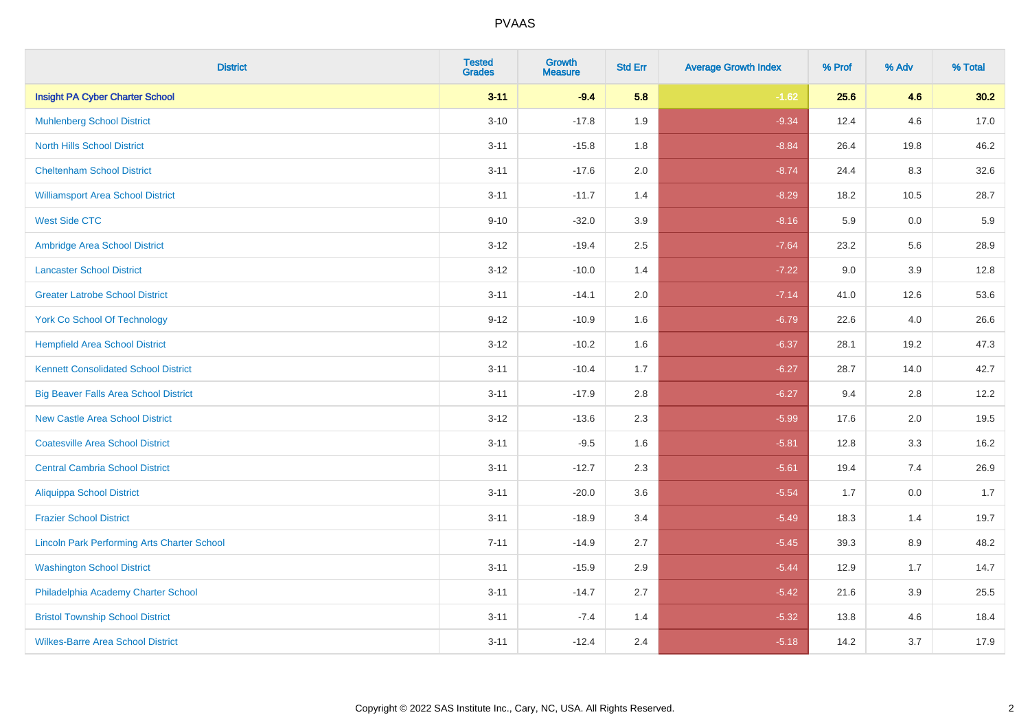| District | Tested Grades | Growth Measure | Std Err | Average Growth Index | % Prof | % Adv | % Total |
|---|---|---|---|---|---|---|---|
| **Insight PA Cyber Charter School** | **3-11** | **-9.4** | **5.8** | **-1.62** | **25.6** | **4.6** | **30.2** |
| Muhlenberg School District | 3-10 | -17.8 | 1.9 | -9.34 | 12.4 | 4.6 | 17.0 |
| North Hills School District | 3-11 | -15.8 | 1.8 | -8.84 | 26.4 | 19.8 | 46.2 |
| Cheltenham School District | 3-11 | -17.6 | 2.0 | -8.74 | 24.4 | 8.3 | 32.6 |
| Williamsport Area School District | 3-11 | -11.7 | 1.4 | -8.29 | 18.2 | 10.5 | 28.7 |
| West Side CTC | 9-10 | -32.0 | 3.9 | -8.16 | 5.9 | 0.0 | 5.9 |
| Ambridge Area School District | 3-12 | -19.4 | 2.5 | -7.64 | 23.2 | 5.6 | 28.9 |
| Lancaster School District | 3-12 | -10.0 | 1.4 | -7.22 | 9.0 | 3.9 | 12.8 |
| Greater Latrobe School District | 3-11 | -14.1 | 2.0 | -7.14 | 41.0 | 12.6 | 53.6 |
| York Co School Of Technology | 9-12 | -10.9 | 1.6 | -6.79 | 22.6 | 4.0 | 26.6 |
| Hempfield Area School District | 3-12 | -10.2 | 1.6 | -6.37 | 28.1 | 19.2 | 47.3 |
| Kennett Consolidated School District | 3-11 | -10.4 | 1.7 | -6.27 | 28.7 | 14.0 | 42.7 |
| Big Beaver Falls Area School District | 3-11 | -17.9 | 2.8 | -6.27 | 9.4 | 2.8 | 12.2 |
| New Castle Area School District | 3-12 | -13.6 | 2.3 | -5.99 | 17.6 | 2.0 | 19.5 |
| Coatesville Area School District | 3-11 | -9.5 | 1.6 | -5.81 | 12.8 | 3.3 | 16.2 |
| Central Cambria School District | 3-11 | -12.7 | 2.3 | -5.61 | 19.4 | 7.4 | 26.9 |
| Aliquippa School District | 3-11 | -20.0 | 3.6 | -5.54 | 1.7 | 0.0 | 1.7 |
| Frazier School District | 3-11 | -18.9 | 3.4 | -5.49 | 18.3 | 1.4 | 19.7 |
| Lincoln Park Performing Arts Charter School | 7-11 | -14.9 | 2.7 | -5.45 | 39.3 | 8.9 | 48.2 |
| Washington School District | 3-11 | -15.9 | 2.9 | -5.44 | 12.9 | 1.7 | 14.7 |
| Philadelphia Academy Charter School | 3-11 | -14.7 | 2.7 | -5.42 | 21.6 | 3.9 | 25.5 |
| Bristol Township School District | 3-11 | -7.4 | 1.4 | -5.32 | 13.8 | 4.6 | 18.4 |
| Wilkes-Barre Area School District | 3-11 | -12.4 | 2.4 | -5.18 | 14.2 | 3.7 | 17.9 |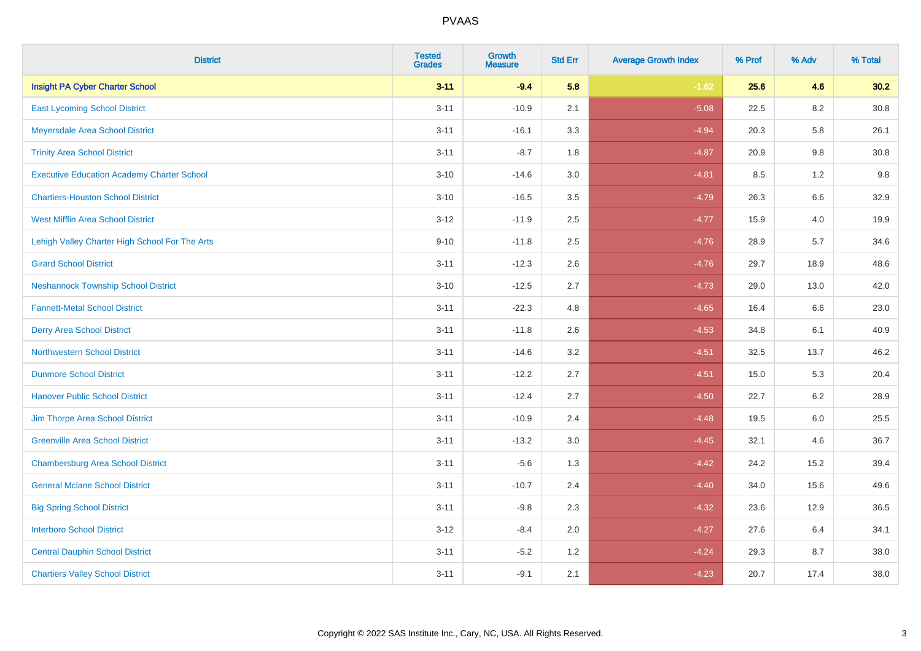| District | Tested Grades | Growth Measure | Std Err | Average Growth Index | % Prof | % Adv | % Total |
|---|---|---|---|---|---|---|---|
| **Insight PA Cyber Charter School** | **3-11** | **-9.4** | **5.8** | **-1.62** | **25.6** | **4.6** | **30.2** |
| East Lycoming School District | 3-11 | -10.9 | 2.1 | -5.08 | 22.5 | 8.2 | 30.8 |
| Meyersdale Area School District | 3-11 | -16.1 | 3.3 | -4.94 | 20.3 | 5.8 | 26.1 |
| Trinity Area School District | 3-11 | -8.7 | 1.8 | -4.87 | 20.9 | 9.8 | 30.8 |
| Executive Education Academy Charter School | 3-10 | -14.6 | 3.0 | -4.81 | 8.5 | 1.2 | 9.8 |
| Chartiers-Houston School District | 3-10 | -16.5 | 3.5 | -4.79 | 26.3 | 6.6 | 32.9 |
| West Mifflin Area School District | 3-12 | -11.9 | 2.5 | -4.77 | 15.9 | 4.0 | 19.9 |
| Lehigh Valley Charter High School For The Arts | 9-10 | -11.8 | 2.5 | -4.76 | 28.9 | 5.7 | 34.6 |
| Girard School District | 3-11 | -12.3 | 2.6 | -4.76 | 29.7 | 18.9 | 48.6 |
| Neshannock Township School District | 3-10 | -12.5 | 2.7 | -4.73 | 29.0 | 13.0 | 42.0 |
| Fannett-Metal School District | 3-11 | -22.3 | 4.8 | -4.65 | 16.4 | 6.6 | 23.0 |
| Derry Area School District | 3-11 | -11.8 | 2.6 | -4.53 | 34.8 | 6.1 | 40.9 |
| Northwestern School District | 3-11 | -14.6 | 3.2 | -4.51 | 32.5 | 13.7 | 46.2 |
| Dunmore School District | 3-11 | -12.2 | 2.7 | -4.51 | 15.0 | 5.3 | 20.4 |
| Hanover Public School District | 3-11 | -12.4 | 2.7 | -4.50 | 22.7 | 6.2 | 28.9 |
| Jim Thorpe Area School District | 3-11 | -10.9 | 2.4 | -4.48 | 19.5 | 6.0 | 25.5 |
| Greenville Area School District | 3-11 | -13.2 | 3.0 | -4.45 | 32.1 | 4.6 | 36.7 |
| Chambersburg Area School District | 3-11 | -5.6 | 1.3 | -4.42 | 24.2 | 15.2 | 39.4 |
| General Mclane School District | 3-11 | -10.7 | 2.4 | -4.40 | 34.0 | 15.6 | 49.6 |
| Big Spring School District | 3-11 | -9.8 | 2.3 | -4.32 | 23.6 | 12.9 | 36.5 |
| Interboro School District | 3-12 | -8.4 | 2.0 | -4.27 | 27.6 | 6.4 | 34.1 |
| Central Dauphin School District | 3-11 | -5.2 | 1.2 | -4.24 | 29.3 | 8.7 | 38.0 |
| Chartiers Valley School District | 3-11 | -9.1 | 2.1 | -4.23 | 20.7 | 17.4 | 38.0 |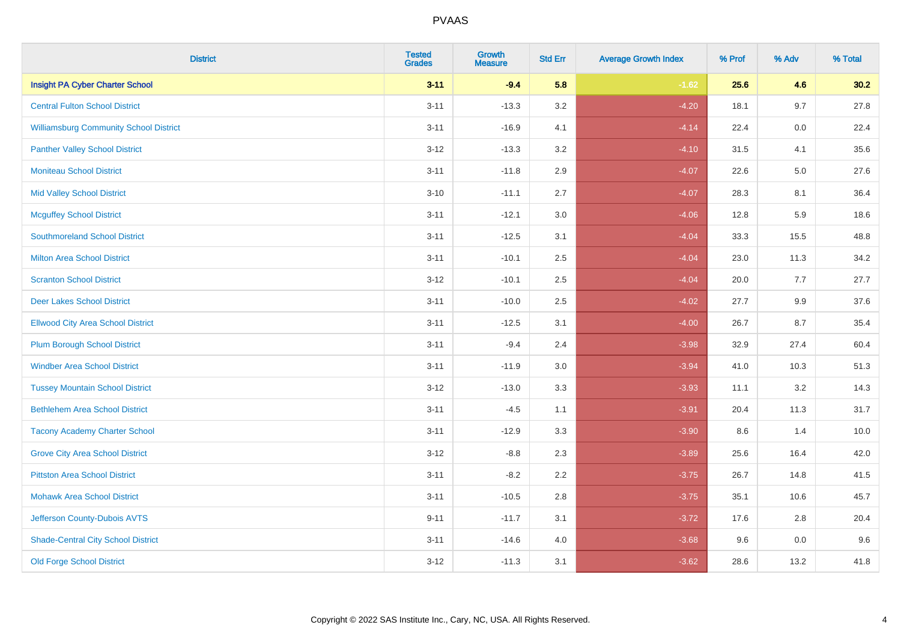| District | Tested Grades | Growth Measure | Std Err | Average Growth Index | % Prof | % Adv | % Total |
|---|---|---|---|---|---|---|---|
| **Insight PA Cyber Charter School** | **3-11** | **-9.4** | **5.8** | **-1.62** | **25.6** | **4.6** | **30.2** |
| Central Fulton School District | 3-11 | -13.3 | 3.2 | -4.20 | 18.1 | 9.7 | 27.8 |
| Williamsburg Community School District | 3-11 | -16.9 | 4.1 | -4.14 | 22.4 | 0.0 | 22.4 |
| Panther Valley School District | 3-12 | -13.3 | 3.2 | -4.10 | 31.5 | 4.1 | 35.6 |
| Moniteau School District | 3-11 | -11.8 | 2.9 | -4.07 | 22.6 | 5.0 | 27.6 |
| Mid Valley School District | 3-10 | -11.1 | 2.7 | -4.07 | 28.3 | 8.1 | 36.4 |
| Mcguffey School District | 3-11 | -12.1 | 3.0 | -4.06 | 12.8 | 5.9 | 18.6 |
| Southmoreland School District | 3-11 | -12.5 | 3.1 | -4.04 | 33.3 | 15.5 | 48.8 |
| Milton Area School District | 3-11 | -10.1 | 2.5 | -4.04 | 23.0 | 11.3 | 34.2 |
| Scranton School District | 3-12 | -10.1 | 2.5 | -4.04 | 20.0 | 7.7 | 27.7 |
| Deer Lakes School District | 3-11 | -10.0 | 2.5 | -4.02 | 27.7 | 9.9 | 37.6 |
| Ellwood City Area School District | 3-11 | -12.5 | 3.1 | -4.00 | 26.7 | 8.7 | 35.4 |
| Plum Borough School District | 3-11 | -9.4 | 2.4 | -3.98 | 32.9 | 27.4 | 60.4 |
| Windber Area School District | 3-11 | -11.9 | 3.0 | -3.94 | 41.0 | 10.3 | 51.3 |
| Tussey Mountain School District | 3-12 | -13.0 | 3.3 | -3.93 | 11.1 | 3.2 | 14.3 |
| Bethlehem Area School District | 3-11 | -4.5 | 1.1 | -3.91 | 20.4 | 11.3 | 31.7 |
| Tacony Academy Charter School | 3-11 | -12.9 | 3.3 | -3.90 | 8.6 | 1.4 | 10.0 |
| Grove City Area School District | 3-12 | -8.8 | 2.3 | -3.89 | 25.6 | 16.4 | 42.0 |
| Pittston Area School District | 3-11 | -8.2 | 2.2 | -3.75 | 26.7 | 14.8 | 41.5 |
| Mohawk Area School District | 3-11 | -10.5 | 2.8 | -3.75 | 35.1 | 10.6 | 45.7 |
| Jefferson County-Dubois AVTS | 9-11 | -11.7 | 3.1 | -3.72 | 17.6 | 2.8 | 20.4 |
| Shade-Central City School District | 3-11 | -14.6 | 4.0 | -3.68 | 9.6 | 0.0 | 9.6 |
| Old Forge School District | 3-12 | -11.3 | 3.1 | -3.62 | 28.6 | 13.2 | 41.8 |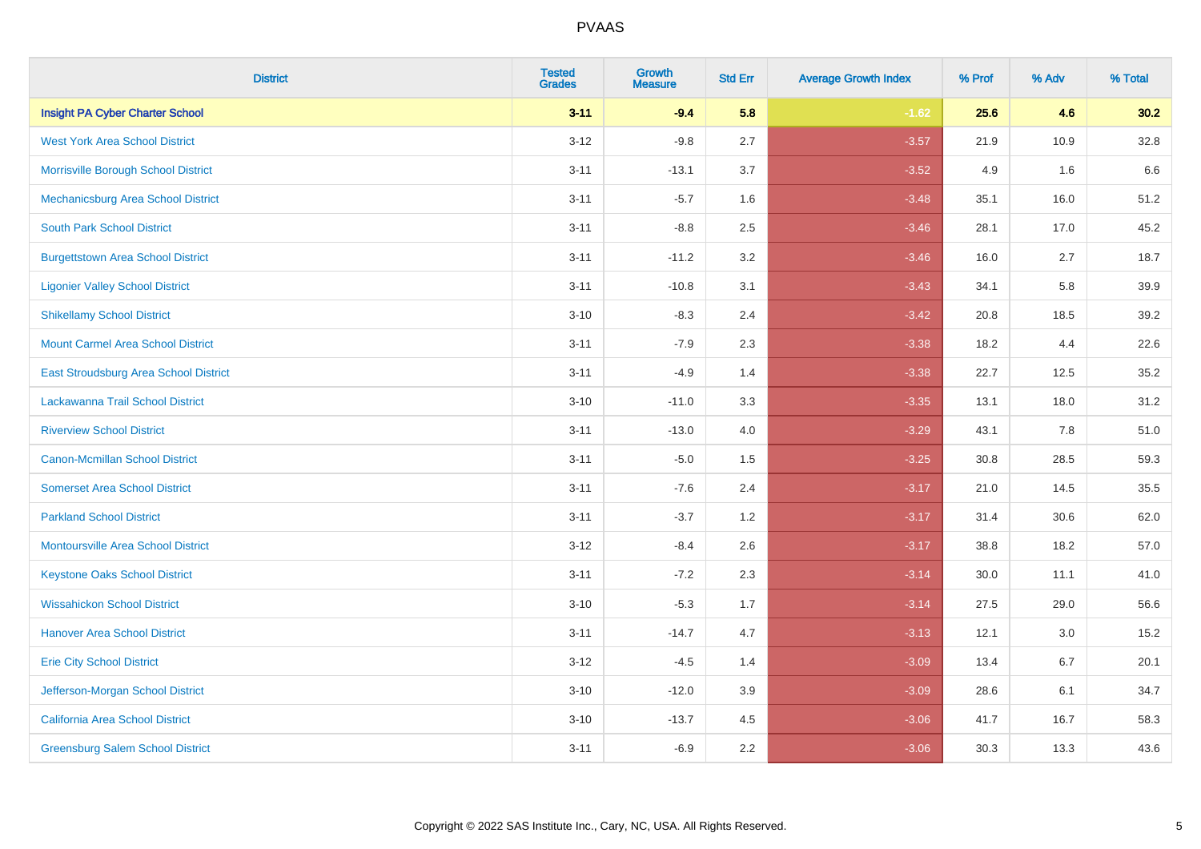| District | Tested Grades | Growth Measure | Std Err | Average Growth Index | % Prof | % Adv | % Total |
|---|---|---|---|---|---|---|---|
| **Insight PA Cyber Charter School** | **3-11** | **-9.4** | **5.8** | **-1.62** | **25.6** | **4.6** | **30.2** |
| West York Area School District | 3-12 | -9.8 | 2.7 | -3.57 | 21.9 | 10.9 | 32.8 |
| Morrisville Borough School District | 3-11 | -13.1 | 3.7 | -3.52 | 4.9 | 1.6 | 6.6 |
| Mechanicsburg Area School District | 3-11 | -5.7 | 1.6 | -3.48 | 35.1 | 16.0 | 51.2 |
| South Park School District | 3-11 | -8.8 | 2.5 | -3.46 | 28.1 | 17.0 | 45.2 |
| Burgettstown Area School District | 3-11 | -11.2 | 3.2 | -3.46 | 16.0 | 2.7 | 18.7 |
| Ligonier Valley School District | 3-11 | -10.8 | 3.1 | -3.43 | 34.1 | 5.8 | 39.9 |
| Shikellamy School District | 3-10 | -8.3 | 2.4 | -3.42 | 20.8 | 18.5 | 39.2 |
| Mount Carmel Area School District | 3-11 | -7.9 | 2.3 | -3.38 | 18.2 | 4.4 | 22.6 |
| East Stroudsburg Area School District | 3-11 | -4.9 | 1.4 | -3.38 | 22.7 | 12.5 | 35.2 |
| Lackawanna Trail School District | 3-10 | -11.0 | 3.3 | -3.35 | 13.1 | 18.0 | 31.2 |
| Riverview School District | 3-11 | -13.0 | 4.0 | -3.29 | 43.1 | 7.8 | 51.0 |
| Canon-Mcmillan School District | 3-11 | -5.0 | 1.5 | -3.25 | 30.8 | 28.5 | 59.3 |
| Somerset Area School District | 3-11 | -7.6 | 2.4 | -3.17 | 21.0 | 14.5 | 35.5 |
| Parkland School District | 3-11 | -3.7 | 1.2 | -3.17 | 31.4 | 30.6 | 62.0 |
| Montoursville Area School District | 3-12 | -8.4 | 2.6 | -3.17 | 38.8 | 18.2 | 57.0 |
| Keystone Oaks School District | 3-11 | -7.2 | 2.3 | -3.14 | 30.0 | 11.1 | 41.0 |
| Wissahickon School District | 3-10 | -5.3 | 1.7 | -3.14 | 27.5 | 29.0 | 56.6 |
| Hanover Area School District | 3-11 | -14.7 | 4.7 | -3.13 | 12.1 | 3.0 | 15.2 |
| Erie City School District | 3-12 | -4.5 | 1.4 | -3.09 | 13.4 | 6.7 | 20.1 |
| Jefferson-Morgan School District | 3-10 | -12.0 | 3.9 | -3.09 | 28.6 | 6.1 | 34.7 |
| California Area School District | 3-10 | -13.7 | 4.5 | -3.06 | 41.7 | 16.7 | 58.3 |
| Greensburg Salem School District | 3-11 | -6.9 | 2.2 | -3.06 | 30.3 | 13.3 | 43.6 |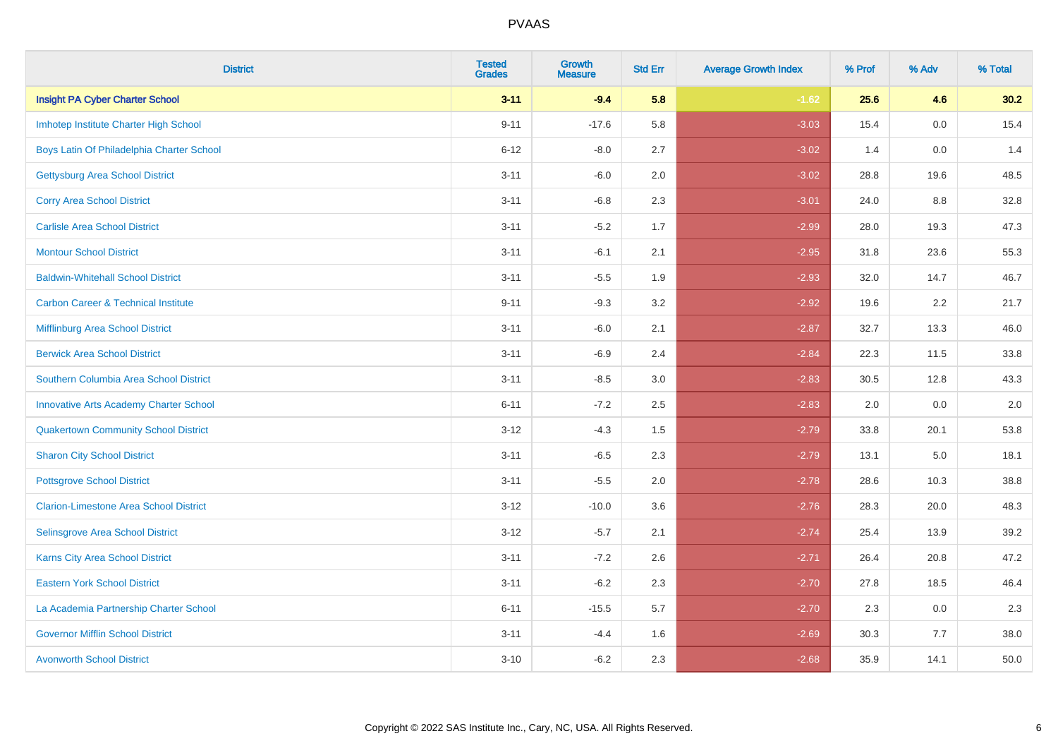| District | Tested Grades | Growth Measure | Std Err | Average Growth Index | % Prof | % Adv | % Total |
|---|---|---|---|---|---|---|---|
| **Insight PA Cyber Charter School** | **3-11** | **-9.4** | **5.8** | **-1.62** | **25.6** | **4.6** | **30.2** |
| Imhotep Institute Charter High School | 9-11 | -17.6 | 5.8 | -3.03 | 15.4 | 0.0 | 15.4 |
| Boys Latin Of Philadelphia Charter School | 6-12 | -8.0 | 2.7 | -3.02 | 1.4 | 0.0 | 1.4 |
| Gettysburg Area School District | 3-11 | -6.0 | 2.0 | -3.02 | 28.8 | 19.6 | 48.5 |
| Corry Area School District | 3-11 | -6.8 | 2.3 | -3.01 | 24.0 | 8.8 | 32.8 |
| Carlisle Area School District | 3-11 | -5.2 | 1.7 | -2.99 | 28.0 | 19.3 | 47.3 |
| Montour School District | 3-11 | -6.1 | 2.1 | -2.95 | 31.8 | 23.6 | 55.3 |
| Baldwin-Whitehall School District | 3-11 | -5.5 | 1.9 | -2.93 | 32.0 | 14.7 | 46.7 |
| Carbon Career & Technical Institute | 9-11 | -9.3 | 3.2 | -2.92 | 19.6 | 2.2 | 21.7 |
| Mifflinburg Area School District | 3-11 | -6.0 | 2.1 | -2.87 | 32.7 | 13.3 | 46.0 |
| Berwick Area School District | 3-11 | -6.9 | 2.4 | -2.84 | 22.3 | 11.5 | 33.8 |
| Southern Columbia Area School District | 3-11 | -8.5 | 3.0 | -2.83 | 30.5 | 12.8 | 43.3 |
| Innovative Arts Academy Charter School | 6-11 | -7.2 | 2.5 | -2.83 | 2.0 | 0.0 | 2.0 |
| Quakertown Community School District | 3-12 | -4.3 | 1.5 | -2.79 | 33.8 | 20.1 | 53.8 |
| Sharon City School District | 3-11 | -6.5 | 2.3 | -2.79 | 13.1 | 5.0 | 18.1 |
| Pottsgrove School District | 3-11 | -5.5 | 2.0 | -2.78 | 28.6 | 10.3 | 38.8 |
| Clarion-Limestone Area School District | 3-12 | -10.0 | 3.6 | -2.76 | 28.3 | 20.0 | 48.3 |
| Selinsgrove Area School District | 3-12 | -5.7 | 2.1 | -2.74 | 25.4 | 13.9 | 39.2 |
| Karns City Area School District | 3-11 | -7.2 | 2.6 | -2.71 | 26.4 | 20.8 | 47.2 |
| Eastern York School District | 3-11 | -6.2 | 2.3 | -2.70 | 27.8 | 18.5 | 46.4 |
| La Academia Partnership Charter School | 6-11 | -15.5 | 5.7 | -2.70 | 2.3 | 0.0 | 2.3 |
| Governor Mifflin School District | 3-11 | -4.4 | 1.6 | -2.69 | 30.3 | 7.7 | 38.0 |
| Avonworth School District | 3-10 | -6.2 | 2.3 | -2.68 | 35.9 | 14.1 | 50.0 |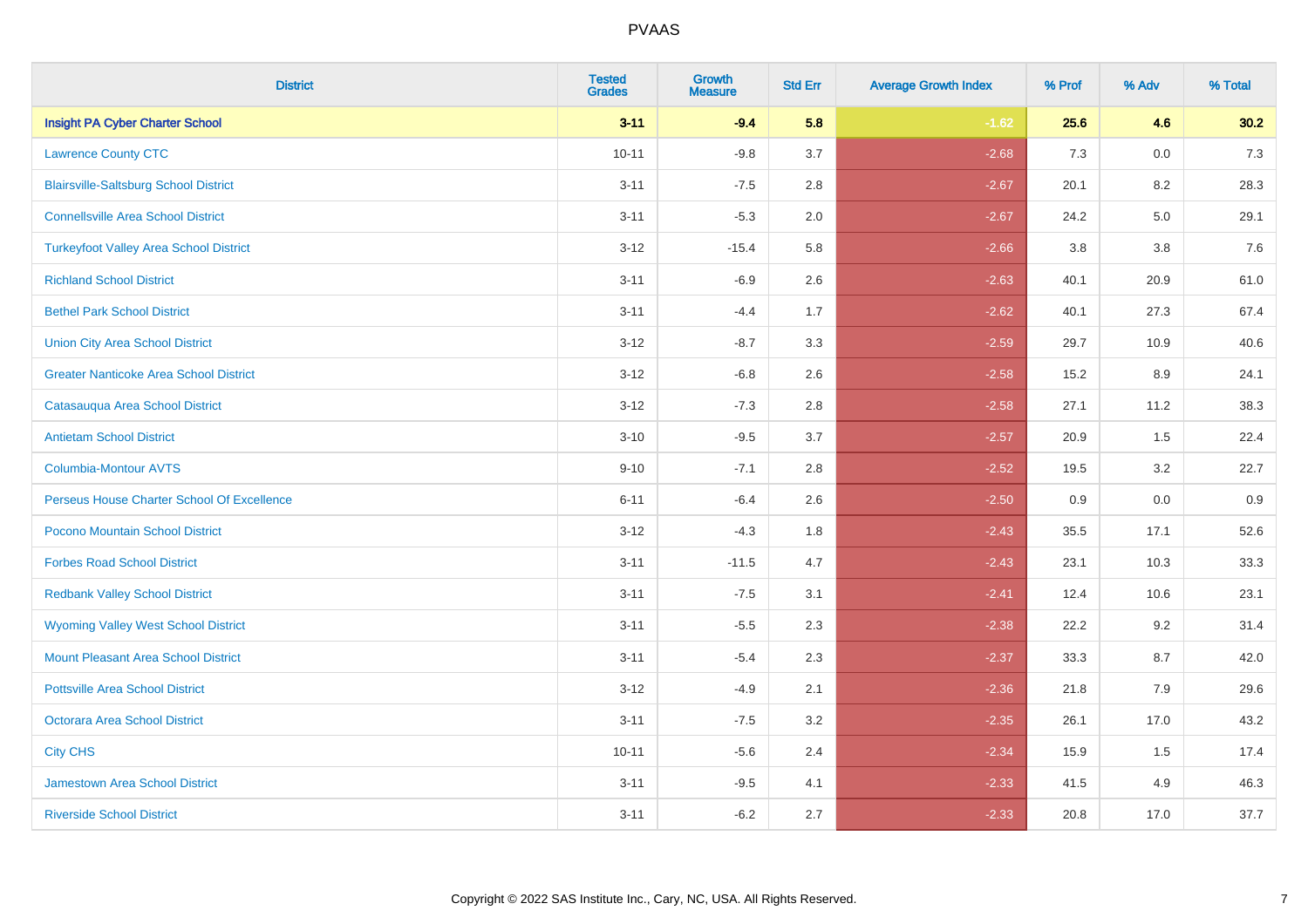# PVAAS

| District | Tested Grades | Growth Measure | Std Err | Average Growth Index | % Prof | % Adv | % Total |
|---|---|---|---|---|---|---|---|
| **Insight PA Cyber Charter School** | **3-11** | **-9.4** | **5.8** | **-1.62** | **25.6** | **4.6** | **30.2** |
| Lawrence County CTC | 10-11 | -9.8 | 3.7 | -2.68 | 7.3 | 0.0 | 7.3 |
| Blairsville-Saltsburg School District | 3-11 | -7.5 | 2.8 | -2.67 | 20.1 | 8.2 | 28.3 |
| Connellsville Area School District | 3-11 | -5.3 | 2.0 | -2.67 | 24.2 | 5.0 | 29.1 |
| Turkeyfoot Valley Area School District | 3-12 | -15.4 | 5.8 | -2.66 | 3.8 | 3.8 | 7.6 |
| Richland School District | 3-11 | -6.9 | 2.6 | -2.63 | 40.1 | 20.9 | 61.0 |
| Bethel Park School District | 3-11 | -4.4 | 1.7 | -2.62 | 40.1 | 27.3 | 67.4 |
| Union City Area School District | 3-12 | -8.7 | 3.3 | -2.59 | 29.7 | 10.9 | 40.6 |
| Greater Nanticoke Area School District | 3-12 | -6.8 | 2.6 | -2.58 | 15.2 | 8.9 | 24.1 |
| Catasauqua Area School District | 3-12 | -7.3 | 2.8 | -2.58 | 27.1 | 11.2 | 38.3 |
| Antietam School District | 3-10 | -9.5 | 3.7 | -2.57 | 20.9 | 1.5 | 22.4 |
| Columbia-Montour AVTS | 9-10 | -7.1 | 2.8 | -2.52 | 19.5 | 3.2 | 22.7 |
| Perseus House Charter School Of Excellence | 6-11 | -6.4 | 2.6 | -2.50 | 0.9 | 0.0 | 0.9 |
| Pocono Mountain School District | 3-12 | -4.3 | 1.8 | -2.43 | 35.5 | 17.1 | 52.6 |
| Forbes Road School District | 3-11 | -11.5 | 4.7 | -2.43 | 23.1 | 10.3 | 33.3 |
| Redbank Valley School District | 3-11 | -7.5 | 3.1 | -2.41 | 12.4 | 10.6 | 23.1 |
| Wyoming Valley West School District | 3-11 | -5.5 | 2.3 | -2.38 | 22.2 | 9.2 | 31.4 |
| Mount Pleasant Area School District | 3-11 | -5.4 | 2.3 | -2.37 | 33.3 | 8.7 | 42.0 |
| Pottsville Area School District | 3-12 | -4.9 | 2.1 | -2.36 | 21.8 | 7.9 | 29.6 |
| Octorara Area School District | 3-11 | -7.5 | 3.2 | -2.35 | 26.1 | 17.0 | 43.2 |
| City CHS | 10-11 | -5.6 | 2.4 | -2.34 | 15.9 | 1.5 | 17.4 |
| Jamestown Area School District | 3-11 | -9.5 | 4.1 | -2.33 | 41.5 | 4.9 | 46.3 |
| Riverside School District | 3-11 | -6.2 | 2.7 | -2.33 | 20.8 | 17.0 | 37.7 |

Copyright © 2022 SAS Institute Inc., Cary, NC, USA. All Rights Reserved.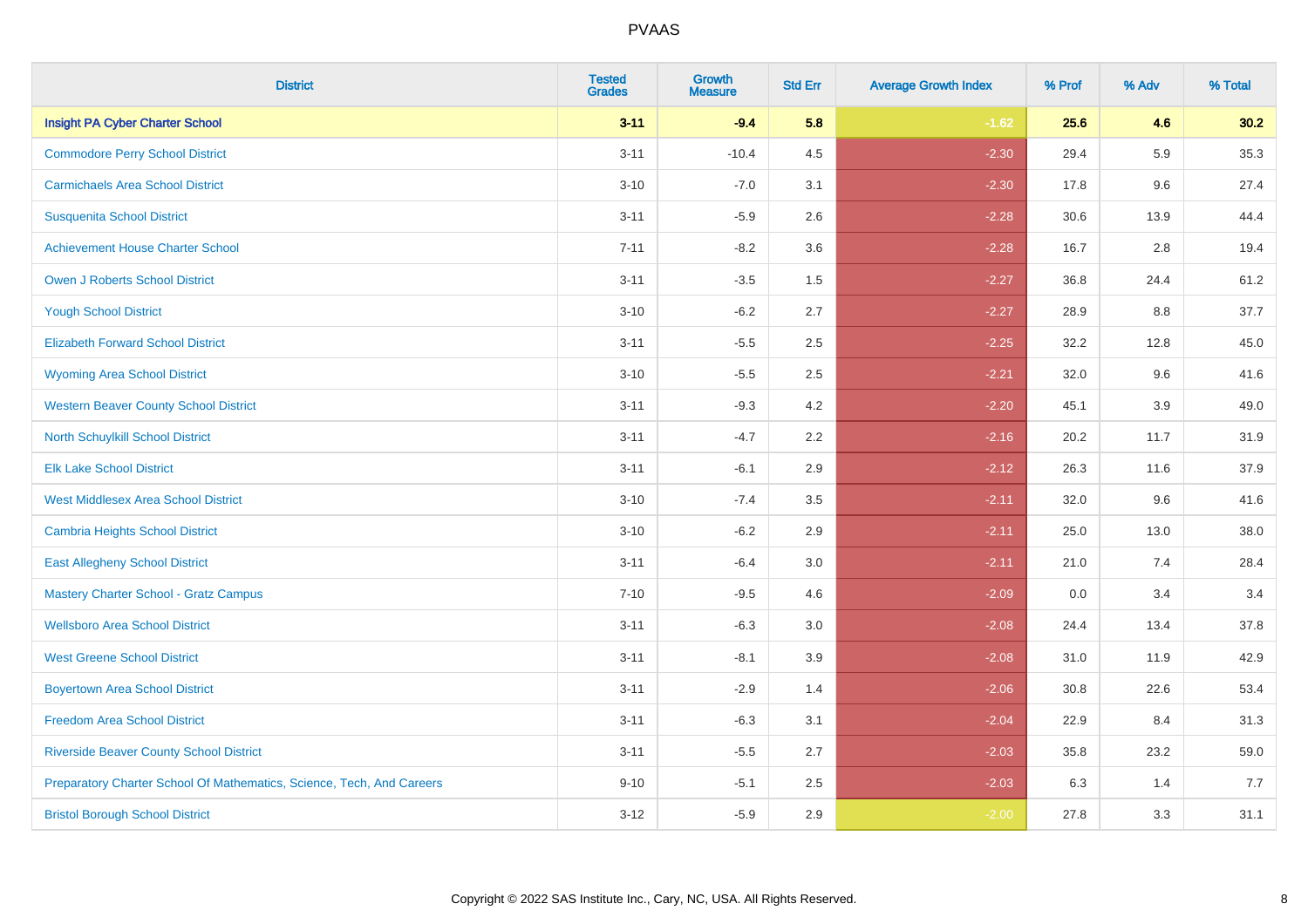| District | Tested Grades | Growth Measure | Std Err | Average Growth Index | % Prof | % Adv | % Total |
|---|---|---|---|---|---|---|---|
| **Insight PA Cyber Charter School** | **3-11** | **-9.4** | **5.8** | **-1.62** | **25.6** | **4.6** | **30.2** |
| Commodore Perry School District | 3-11 | -10.4 | 4.5 | -2.30 | 29.4 | 5.9 | 35.3 |
| Carmichaels Area School District | 3-10 | -7.0 | 3.1 | -2.30 | 17.8 | 9.6 | 27.4 |
| Susquenita School District | 3-11 | -5.9 | 2.6 | -2.28 | 30.6 | 13.9 | 44.4 |
| Achievement House Charter School | 7-11 | -8.2 | 3.6 | -2.28 | 16.7 | 2.8 | 19.4 |
| Owen J Roberts School District | 3-11 | -3.5 | 1.5 | -2.27 | 36.8 | 24.4 | 61.2 |
| Yough School District | 3-10 | -6.2 | 2.7 | -2.27 | 28.9 | 8.8 | 37.7 |
| Elizabeth Forward School District | 3-11 | -5.5 | 2.5 | -2.25 | 32.2 | 12.8 | 45.0 |
| Wyoming Area School District | 3-10 | -5.5 | 2.5 | -2.21 | 32.0 | 9.6 | 41.6 |
| Western Beaver County School District | 3-11 | -9.3 | 4.2 | -2.20 | 45.1 | 3.9 | 49.0 |
| North Schuylkill School District | 3-11 | -4.7 | 2.2 | -2.16 | 20.2 | 11.7 | 31.9 |
| Elk Lake School District | 3-11 | -6.1 | 2.9 | -2.12 | 26.3 | 11.6 | 37.9 |
| West Middlesex Area School District | 3-10 | -7.4 | 3.5 | -2.11 | 32.0 | 9.6 | 41.6 |
| Cambria Heights School District | 3-10 | -6.2 | 2.9 | -2.11 | 25.0 | 13.0 | 38.0 |
| East Allegheny School District | 3-11 | -6.4 | 3.0 | -2.11 | 21.0 | 7.4 | 28.4 |
| Mastery Charter School - Gratz Campus | 7-10 | -9.5 | 4.6 | -2.09 | 0.0 | 3.4 | 3.4 |
| Wellsboro Area School District | 3-11 | -6.3 | 3.0 | -2.08 | 24.4 | 13.4 | 37.8 |
| West Greene School District | 3-11 | -8.1 | 3.9 | -2.08 | 31.0 | 11.9 | 42.9 |
| Boyertown Area School District | 3-11 | -2.9 | 1.4 | -2.06 | 30.8 | 22.6 | 53.4 |
| Freedom Area School District | 3-11 | -6.3 | 3.1 | -2.04 | 22.9 | 8.4 | 31.3 |
| Riverside Beaver County School District | 3-11 | -5.5 | 2.7 | -2.03 | 35.8 | 23.2 | 59.0 |
| Preparatory Charter School Of Mathematics, Science, Tech, And Careers | 9-10 | -5.1 | 2.5 | -2.03 | 6.3 | 1.4 | 7.7 |
| Bristol Borough School District | 3-12 | -5.9 | 2.9 | -2.00 | 27.8 | 3.3 | 31.1 |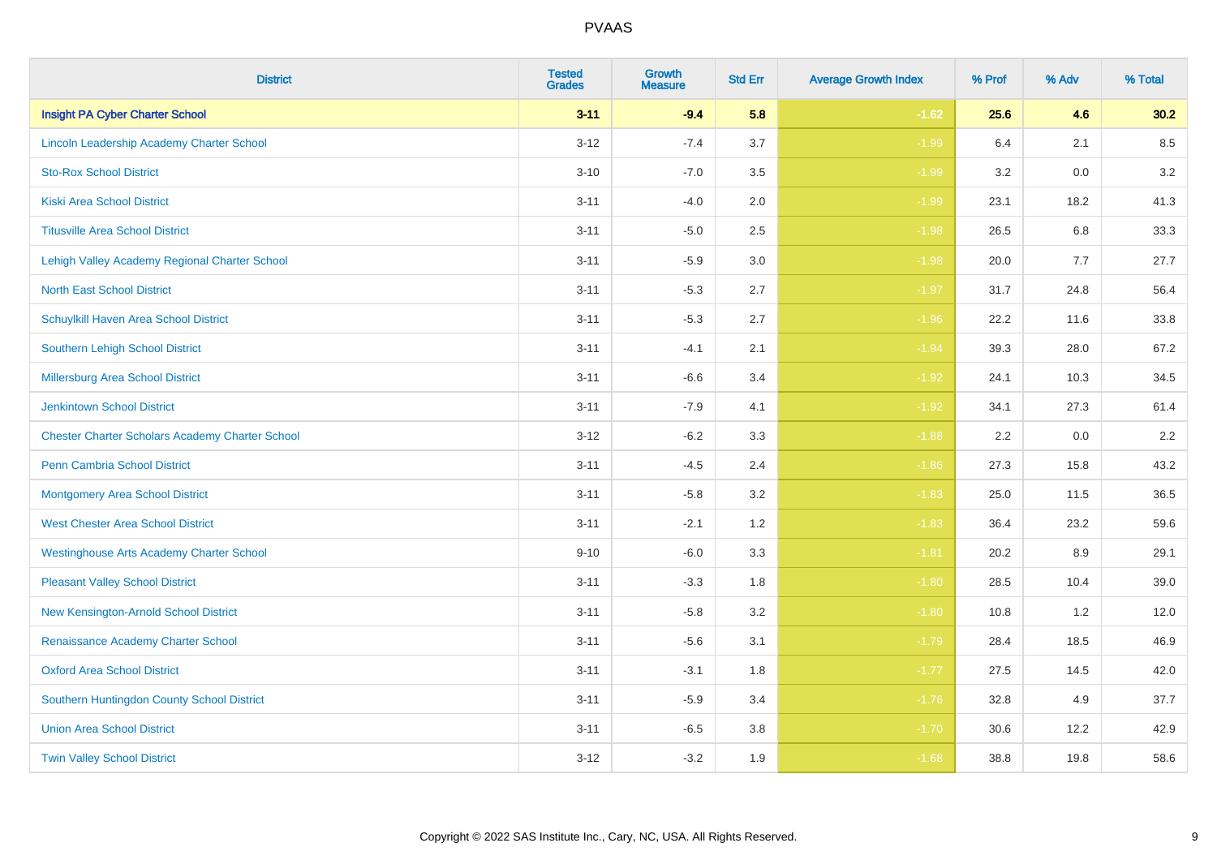| District | Tested Grades | Growth Measure | Std Err | Average Growth Index | % Prof | % Adv | % Total |
|---|---|---|---|---|---|---|---|
| **Insight PA Cyber Charter School** | **3-11** | **-9.4** | **5.8** | **-1.62** | **25.6** | **4.6** | **30.2** |
| Lincoln Leadership Academy Charter School | 3-12 | -7.4 | 3.7 | -1.99 | 6.4 | 2.1 | 8.5 |
| Sto-Rox School District | 3-10 | -7.0 | 3.5 | -1.99 | 3.2 | 0.0 | 3.2 |
| Kiski Area School District | 3-11 | -4.0 | 2.0 | -1.99 | 23.1 | 18.2 | 41.3 |
| Titusville Area School District | 3-11 | -5.0 | 2.5 | -1.98 | 26.5 | 6.8 | 33.3 |
| Lehigh Valley Academy Regional Charter School | 3-11 | -5.9 | 3.0 | -1.98 | 20.0 | 7.7 | 27.7 |
| North East School District | 3-11 | -5.3 | 2.7 | -1.97 | 31.7 | 24.8 | 56.4 |
| Schuylkill Haven Area School District | 3-11 | -5.3 | 2.7 | -1.96 | 22.2 | 11.6 | 33.8 |
| Southern Lehigh School District | 3-11 | -4.1 | 2.1 | -1.94 | 39.3 | 28.0 | 67.2 |
| Millersburg Area School District | 3-11 | -6.6 | 3.4 | -1.92 | 24.1 | 10.3 | 34.5 |
| Jenkintown School District | 3-11 | -7.9 | 4.1 | -1.92 | 34.1 | 27.3 | 61.4 |
| Chester Charter Scholars Academy Charter School | 3-12 | -6.2 | 3.3 | -1.88 | 2.2 | 0.0 | 2.2 |
| Penn Cambria School District | 3-11 | -4.5 | 2.4 | -1.86 | 27.3 | 15.8 | 43.2 |
| Montgomery Area School District | 3-11 | -5.8 | 3.2 | -1.83 | 25.0 | 11.5 | 36.5 |
| West Chester Area School District | 3-11 | -2.1 | 1.2 | -1.83 | 36.4 | 23.2 | 59.6 |
| Westinghouse Arts Academy Charter School | 9-10 | -6.0 | 3.3 | -1.81 | 20.2 | 8.9 | 29.1 |
| Pleasant Valley School District | 3-11 | -3.3 | 1.8 | -1.80 | 28.5 | 10.4 | 39.0 |
| New Kensington-Arnold School District | 3-11 | -5.8 | 3.2 | -1.80 | 10.8 | 1.2 | 12.0 |
| Renaissance Academy Charter School | 3-11 | -5.6 | 3.1 | -1.79 | 28.4 | 18.5 | 46.9 |
| Oxford Area School District | 3-11 | -3.1 | 1.8 | -1.77 | 27.5 | 14.5 | 42.0 |
| Southern Huntingdon County School District | 3-11 | -5.9 | 3.4 | -1.76 | 32.8 | 4.9 | 37.7 |
| Union Area School District | 3-11 | -6.5 | 3.8 | -1.70 | 30.6 | 12.2 | 42.9 |
| Twin Valley School District | 3-12 | -3.2 | 1.9 | -1.68 | 38.8 | 19.8 | 58.6 |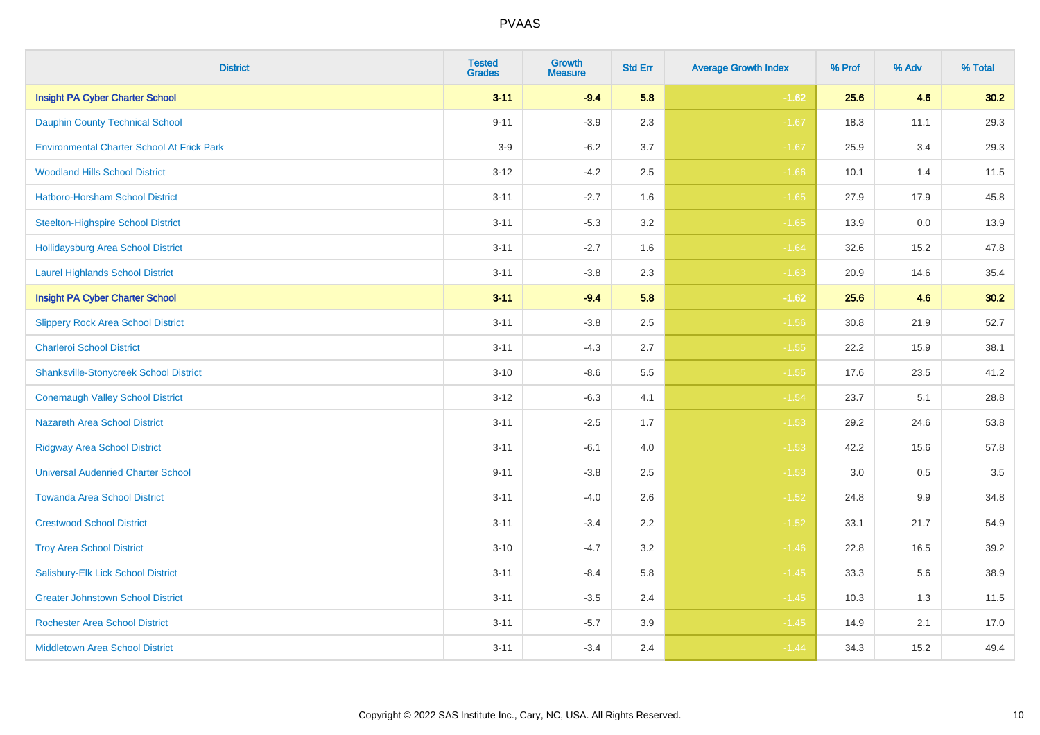| District | Tested Grades | Growth Measure | Std Err | Average Growth Index | % Prof | % Adv | % Total |
|---|---|---|---|---|---|---|---|
| **Insight PA Cyber Charter School** | **3-11** | **-9.4** | **5.8** | **-1.62** | **25.6** | **4.6** | **30.2** |
| Dauphin County Technical School | 9-11 | -3.9 | 2.3 | -1.67 | 18.3 | 11.1 | 29.3 |
| Environmental Charter School At Frick Park | 3-9 | -6.2 | 3.7 | -1.67 | 25.9 | 3.4 | 29.3 |
| Woodland Hills School District | 3-12 | -4.2 | 2.5 | -1.66 | 10.1 | 1.4 | 11.5 |
| Hatboro-Horsham School District | 3-11 | -2.7 | 1.6 | -1.65 | 27.9 | 17.9 | 45.8 |
| Steelton-Highspire School District | 3-11 | -5.3 | 3.2 | -1.65 | 13.9 | 0.0 | 13.9 |
| Hollidaysburg Area School District | 3-11 | -2.7 | 1.6 | -1.64 | 32.6 | 15.2 | 47.8 |
| Laurel Highlands School District | 3-11 | -3.8 | 2.3 | -1.63 | 20.9 | 14.6 | 35.4 |
| **Insight PA Cyber Charter School** | **3-11** | **-9.4** | **5.8** | **-1.62** | **25.6** | **4.6** | **30.2** |
| Slippery Rock Area School District | 3-11 | -3.8 | 2.5 | -1.56 | 30.8 | 21.9 | 52.7 |
| Charleroi School District | 3-11 | -4.3 | 2.7 | -1.55 | 22.2 | 15.9 | 38.1 |
| Shanksville-Stonycreek School District | 3-10 | -8.6 | 5.5 | -1.55 | 17.6 | 23.5 | 41.2 |
| Conemaugh Valley School District | 3-12 | -6.3 | 4.1 | -1.54 | 23.7 | 5.1 | 28.8 |
| Nazareth Area School District | 3-11 | -2.5 | 1.7 | -1.53 | 29.2 | 24.6 | 53.8 |
| Ridgway Area School District | 3-11 | -6.1 | 4.0 | -1.53 | 42.2 | 15.6 | 57.8 |
| Universal Audenried Charter School | 9-11 | -3.8 | 2.5 | -1.53 | 3.0 | 0.5 | 3.5 |
| Towanda Area School District | 3-11 | -4.0 | 2.6 | -1.52 | 24.8 | 9.9 | 34.8 |
| Crestwood School District | 3-11 | -3.4 | 2.2 | -1.52 | 33.1 | 21.7 | 54.9 |
| Troy Area School District | 3-10 | -4.7 | 3.2 | -1.46 | 22.8 | 16.5 | 39.2 |
| Salisbury-Elk Lick School District | 3-11 | -8.4 | 5.8 | -1.45 | 33.3 | 5.6 | 38.9 |
| Greater Johnstown School District | 3-11 | -3.5 | 2.4 | -1.45 | 10.3 | 1.3 | 11.5 |
| Rochester Area School District | 3-11 | -5.7 | 3.9 | -1.45 | 14.9 | 2.1 | 17.0 |
| Middletown Area School District | 3-11 | -3.4 | 2.4 | -1.44 | 34.3 | 15.2 | 49.4 |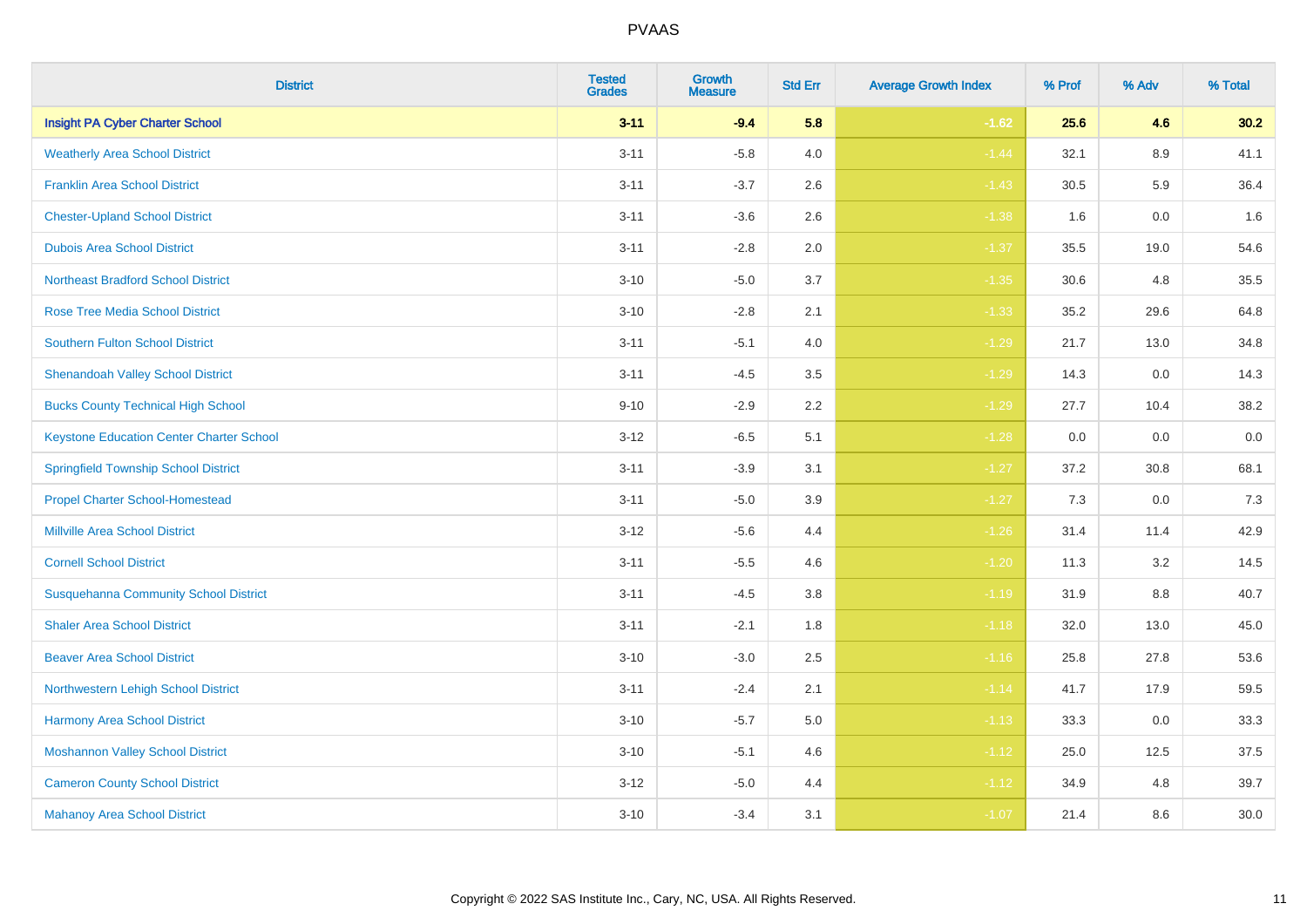| District | Tested Grades | Growth Measure | Std Err | Average Growth Index | % Prof | % Adv | % Total |
|---|---|---|---|---|---|---|---|
| **Insight PA Cyber Charter School** | **3-11** | **-9.4** | **5.8** | **-1.62** | **25.6** | **4.6** | **30.2** |
| Weatherly Area School District | 3-11 | -5.8 | 4.0 | -1.44 | 32.1 | 8.9 | 41.1 |
| Franklin Area School District | 3-11 | -3.7 | 2.6 | -1.43 | 30.5 | 5.9 | 36.4 |
| Chester-Upland School District | 3-11 | -3.6 | 2.6 | -1.38 | 1.6 | 0.0 | 1.6 |
| Dubois Area School District | 3-11 | -2.8 | 2.0 | -1.37 | 35.5 | 19.0 | 54.6 |
| Northeast Bradford School District | 3-10 | -5.0 | 3.7 | -1.35 | 30.6 | 4.8 | 35.5 |
| Rose Tree Media School District | 3-10 | -2.8 | 2.1 | -1.33 | 35.2 | 29.6 | 64.8 |
| Southern Fulton School District | 3-11 | -5.1 | 4.0 | -1.29 | 21.7 | 13.0 | 34.8 |
| Shenandoah Valley School District | 3-11 | -4.5 | 3.5 | -1.29 | 14.3 | 0.0 | 14.3 |
| Bucks County Technical High School | 9-10 | -2.9 | 2.2 | -1.29 | 27.7 | 10.4 | 38.2 |
| Keystone Education Center Charter School | 3-12 | -6.5 | 5.1 | -1.28 | 0.0 | 0.0 | 0.0 |
| Springfield Township School District | 3-11 | -3.9 | 3.1 | -1.27 | 37.2 | 30.8 | 68.1 |
| Propel Charter School-Homestead | 3-11 | -5.0 | 3.9 | -1.27 | 7.3 | 0.0 | 7.3 |
| Millville Area School District | 3-12 | -5.6 | 4.4 | -1.26 | 31.4 | 11.4 | 42.9 |
| Cornell School District | 3-11 | -5.5 | 4.6 | -1.20 | 11.3 | 3.2 | 14.5 |
| Susquehanna Community School District | 3-11 | -4.5 | 3.8 | -1.19 | 31.9 | 8.8 | 40.7 |
| Shaler Area School District | 3-11 | -2.1 | 1.8 | -1.18 | 32.0 | 13.0 | 45.0 |
| Beaver Area School District | 3-10 | -3.0 | 2.5 | -1.16 | 25.8 | 27.8 | 53.6 |
| Northwestern Lehigh School District | 3-11 | -2.4 | 2.1 | -1.14 | 41.7 | 17.9 | 59.5 |
| Harmony Area School District | 3-10 | -5.7 | 5.0 | -1.13 | 33.3 | 0.0 | 33.3 |
| Moshannon Valley School District | 3-10 | -5.1 | 4.6 | -1.12 | 25.0 | 12.5 | 37.5 |
| Cameron County School District | 3-12 | -5.0 | 4.4 | -1.12 | 34.9 | 4.8 | 39.7 |
| Mahanoy Area School District | 3-10 | -3.4 | 3.1 | -1.07 | 21.4 | 8.6 | 30.0 |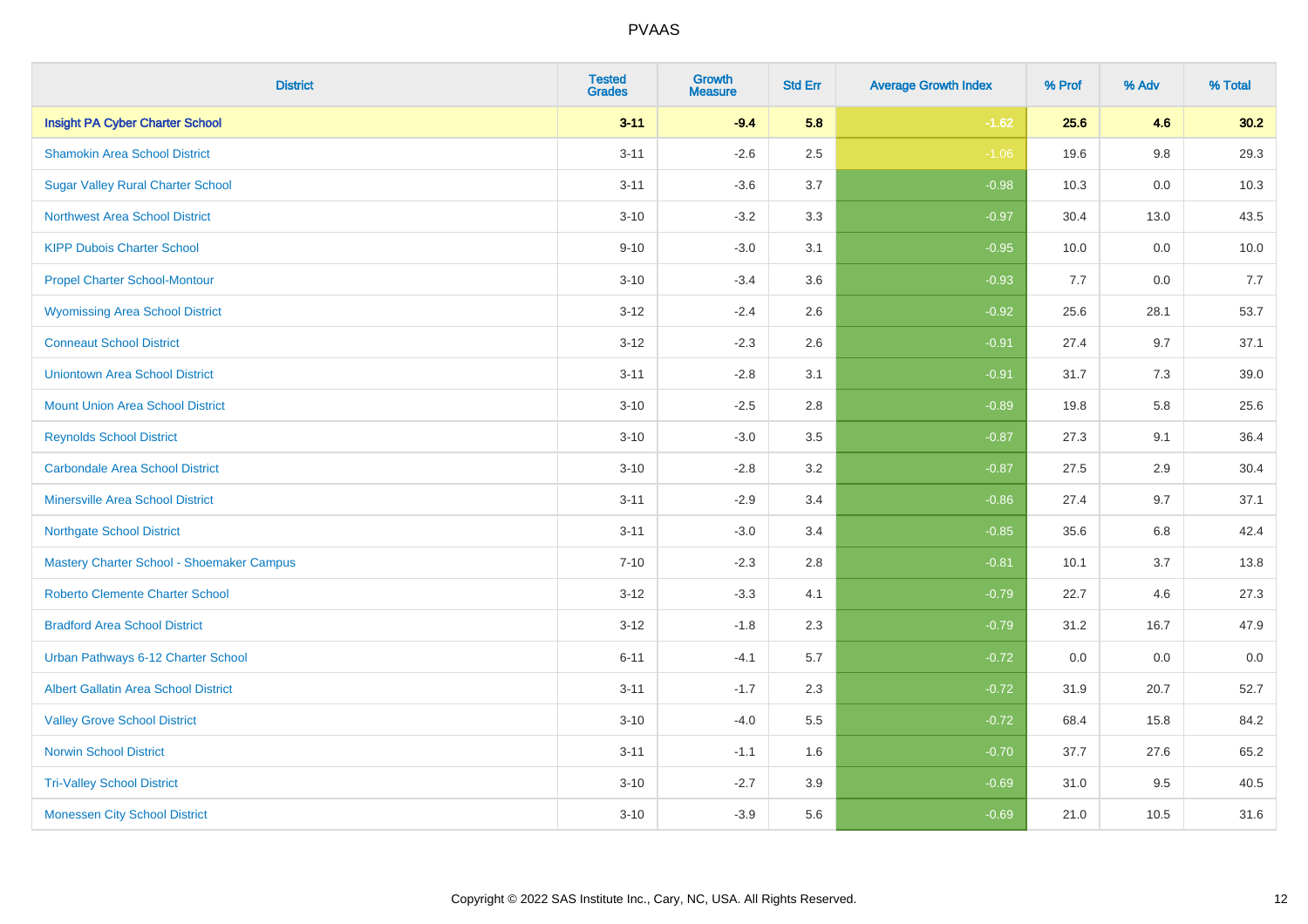# PVAAS

| District | Tested Grades | Growth Measure | Std Err | Average Growth Index | % Prof | % Adv | % Total |
|---|---|---|---|---|---|---|---|
| **Insight PA Cyber Charter School** | **3-11** | **-9.4** | **5.8** | **-1.62** | **25.6** | **4.6** | **30.2** |
| Shamokin Area School District | 3-11 | -2.6 | 2.5 | -1.06 | 19.6 | 9.8 | 29.3 |
| Sugar Valley Rural Charter School | 3-11 | -3.6 | 3.7 | -0.98 | 10.3 | 0.0 | 10.3 |
| Northwest Area School District | 3-10 | -3.2 | 3.3 | -0.97 | 30.4 | 13.0 | 43.5 |
| KIPP Dubois Charter School | 9-10 | -3.0 | 3.1 | -0.95 | 10.0 | 0.0 | 10.0 |
| Propel Charter School-Montour | 3-10 | -3.4 | 3.6 | -0.93 | 7.7 | 0.0 | 7.7 |
| Wyomissing Area School District | 3-12 | -2.4 | 2.6 | -0.92 | 25.6 | 28.1 | 53.7 |
| Conneaut School District | 3-12 | -2.3 | 2.6 | -0.91 | 27.4 | 9.7 | 37.1 |
| Uniontown Area School District | 3-11 | -2.8 | 3.1 | -0.91 | 31.7 | 7.3 | 39.0 |
| Mount Union Area School District | 3-10 | -2.5 | 2.8 | -0.89 | 19.8 | 5.8 | 25.6 |
| Reynolds School District | 3-10 | -3.0 | 3.5 | -0.87 | 27.3 | 9.1 | 36.4 |
| Carbondale Area School District | 3-10 | -2.8 | 3.2 | -0.87 | 27.5 | 2.9 | 30.4 |
| Minersville Area School District | 3-11 | -2.9 | 3.4 | -0.86 | 27.4 | 9.7 | 37.1 |
| Northgate School District | 3-11 | -3.0 | 3.4 | -0.85 | 35.6 | 6.8 | 42.4 |
| Mastery Charter School - Shoemaker Campus | 7-10 | -2.3 | 2.8 | -0.81 | 10.1 | 3.7 | 13.8 |
| Roberto Clemente Charter School | 3-12 | -3.3 | 4.1 | -0.79 | 22.7 | 4.6 | 27.3 |
| Bradford Area School District | 3-12 | -1.8 | 2.3 | -0.79 | 31.2 | 16.7 | 47.9 |
| Urban Pathways 6-12 Charter School | 6-11 | -4.1 | 5.7 | -0.72 | 0.0 | 0.0 | 0.0 |
| Albert Gallatin Area School District | 3-11 | -1.7 | 2.3 | -0.72 | 31.9 | 20.7 | 52.7 |
| Valley Grove School District | 3-10 | -4.0 | 5.5 | -0.72 | 68.4 | 15.8 | 84.2 |
| Norwin School District | 3-11 | -1.1 | 1.6 | -0.70 | 37.7 | 27.6 | 65.2 |
| Tri-Valley School District | 3-10 | -2.7 | 3.9 | -0.69 | 31.0 | 9.5 | 40.5 |
| Monessen City School District | 3-10 | -3.9 | 5.6 | -0.69 | 21.0 | 10.5 | 31.6 |

Copyright © 2022 SAS Institute Inc., Cary, NC, USA. All Rights Reserved.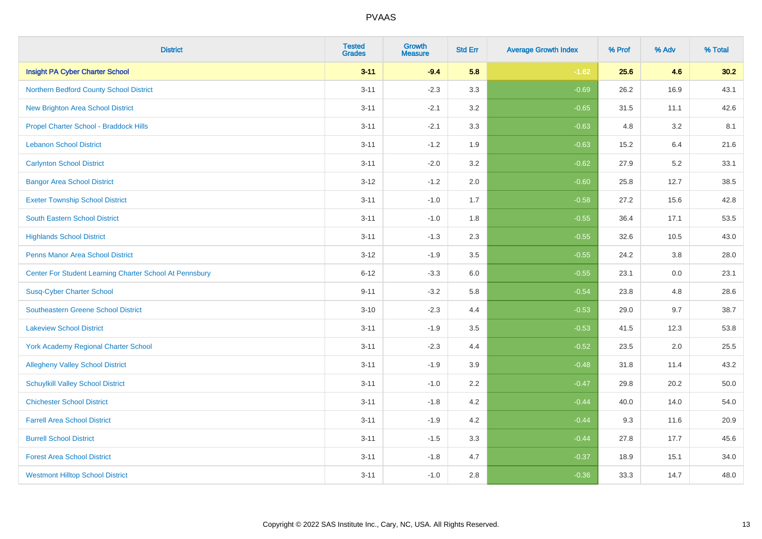# PVAAS

| District | Tested Grades | Growth Measure | Std Err | Average Growth Index | % Prof | % Adv | % Total |
|---|---|---|---|---|---|---|---|
| **Insight PA Cyber Charter School** | **3-11** | **-9.4** | **5.8** | **-1.62** | **25.6** | **4.6** | **30.2** |
| Northern Bedford County School District | 3-11 | -2.3 | 3.3 | -0.69 | 26.2 | 16.9 | 43.1 |
| New Brighton Area School District | 3-11 | -2.1 | 3.2 | -0.65 | 31.5 | 11.1 | 42.6 |
| Propel Charter School - Braddock Hills | 3-11 | -2.1 | 3.3 | -0.63 | 4.8 | 3.2 | 8.1 |
| Lebanon School District | 3-11 | -1.2 | 1.9 | -0.63 | 15.2 | 6.4 | 21.6 |
| Carlynton School District | 3-11 | -2.0 | 3.2 | -0.62 | 27.9 | 5.2 | 33.1 |
| Bangor Area School District | 3-12 | -1.2 | 2.0 | -0.60 | 25.8 | 12.7 | 38.5 |
| Exeter Township School District | 3-11 | -1.0 | 1.7 | -0.58 | 27.2 | 15.6 | 42.8 |
| South Eastern School District | 3-11 | -1.0 | 1.8 | -0.55 | 36.4 | 17.1 | 53.5 |
| Highlands School District | 3-11 | -1.3 | 2.3 | -0.55 | 32.6 | 10.5 | 43.0 |
| Penns Manor Area School District | 3-12 | -1.9 | 3.5 | -0.55 | 24.2 | 3.8 | 28.0 |
| Center For Student Learning Charter School At Pennsbury | 6-12 | -3.3 | 6.0 | -0.55 | 23.1 | 0.0 | 23.1 |
| Susq-Cyber Charter School | 9-11 | -3.2 | 5.8 | -0.54 | 23.8 | 4.8 | 28.6 |
| Southeastern Greene School District | 3-10 | -2.3 | 4.4 | -0.53 | 29.0 | 9.7 | 38.7 |
| Lakeview School District | 3-11 | -1.9 | 3.5 | -0.53 | 41.5 | 12.3 | 53.8 |
| York Academy Regional Charter School | 3-11 | -2.3 | 4.4 | -0.52 | 23.5 | 2.0 | 25.5 |
| Allegheny Valley School District | 3-11 | -1.9 | 3.9 | -0.48 | 31.8 | 11.4 | 43.2 |
| Schuylkill Valley School District | 3-11 | -1.0 | 2.2 | -0.47 | 29.8 | 20.2 | 50.0 |
| Chichester School District | 3-11 | -1.8 | 4.2 | -0.44 | 40.0 | 14.0 | 54.0 |
| Farrell Area School District | 3-11 | -1.9 | 4.2 | -0.44 | 9.3 | 11.6 | 20.9 |
| Burrell School District | 3-11 | -1.5 | 3.3 | -0.44 | 27.8 | 17.7 | 45.6 |
| Forest Area School District | 3-11 | -1.8 | 4.7 | -0.37 | 18.9 | 15.1 | 34.0 |
| Westmont Hilltop School District | 3-11 | -1.0 | 2.8 | -0.36 | 33.3 | 14.7 | 48.0 |

Copyright © 2022 SAS Institute Inc., Cary, NC, USA. All Rights Reserved.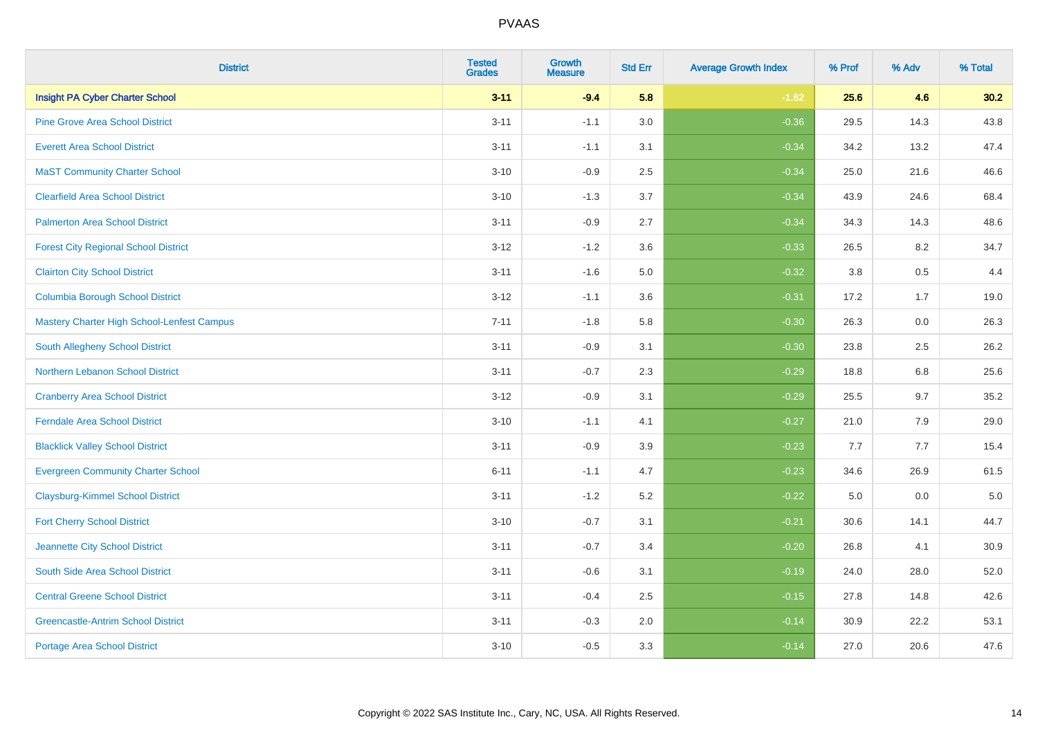| District | Tested Grades | Growth Measure | Std Err | Average Growth Index | % Prof | % Adv | % Total |
|---|---|---|---|---|---|---|---|
| **Insight PA Cyber Charter School** | **3-11** | **-9.4** | **5.8** | **-1.62** | **25.6** | **4.6** | **30.2** |
| Pine Grove Area School District | 3-11 | -1.1 | 3.0 | -0.36 | 29.5 | 14.3 | 43.8 |
| Everett Area School District | 3-11 | -1.1 | 3.1 | -0.34 | 34.2 | 13.2 | 47.4 |
| MaST Community Charter School | 3-10 | -0.9 | 2.5 | -0.34 | 25.0 | 21.6 | 46.6 |
| Clearfield Area School District | 3-10 | -1.3 | 3.7 | -0.34 | 43.9 | 24.6 | 68.4 |
| Palmerton Area School District | 3-11 | -0.9 | 2.7 | -0.34 | 34.3 | 14.3 | 48.6 |
| Forest City Regional School District | 3-12 | -1.2 | 3.6 | -0.33 | 26.5 | 8.2 | 34.7 |
| Clairton City School District | 3-11 | -1.6 | 5.0 | -0.32 | 3.8 | 0.5 | 4.4 |
| Columbia Borough School District | 3-12 | -1.1 | 3.6 | -0.31 | 17.2 | 1.7 | 19.0 |
| Mastery Charter High School-Lenfest Campus | 7-11 | -1.8 | 5.8 | -0.30 | 26.3 | 0.0 | 26.3 |
| South Allegheny School District | 3-11 | -0.9 | 3.1 | -0.30 | 23.8 | 2.5 | 26.2 |
| Northern Lebanon School District | 3-11 | -0.7 | 2.3 | -0.29 | 18.8 | 6.8 | 25.6 |
| Cranberry Area School District | 3-12 | -0.9 | 3.1 | -0.29 | 25.5 | 9.7 | 35.2 |
| Ferndale Area School District | 3-10 | -1.1 | 4.1 | -0.27 | 21.0 | 7.9 | 29.0 |
| Blacklick Valley School District | 3-11 | -0.9 | 3.9 | -0.23 | 7.7 | 7.7 | 15.4 |
| Evergreen Community Charter School | 6-11 | -1.1 | 4.7 | -0.23 | 34.6 | 26.9 | 61.5 |
| Claysburg-Kimmel School District | 3-11 | -1.2 | 5.2 | -0.22 | 5.0 | 0.0 | 5.0 |
| Fort Cherry School District | 3-10 | -0.7 | 3.1 | -0.21 | 30.6 | 14.1 | 44.7 |
| Jeannette City School District | 3-11 | -0.7 | 3.4 | -0.20 | 26.8 | 4.1 | 30.9 |
| South Side Area School District | 3-11 | -0.6 | 3.1 | -0.19 | 24.0 | 28.0 | 52.0 |
| Central Greene School District | 3-11 | -0.4 | 2.5 | -0.15 | 27.8 | 14.8 | 42.6 |
| Greencastle-Antrim School District | 3-11 | -0.3 | 2.0 | -0.14 | 30.9 | 22.2 | 53.1 |
| Portage Area School District | 3-10 | -0.5 | 3.3 | -0.14 | 27.0 | 20.6 | 47.6 |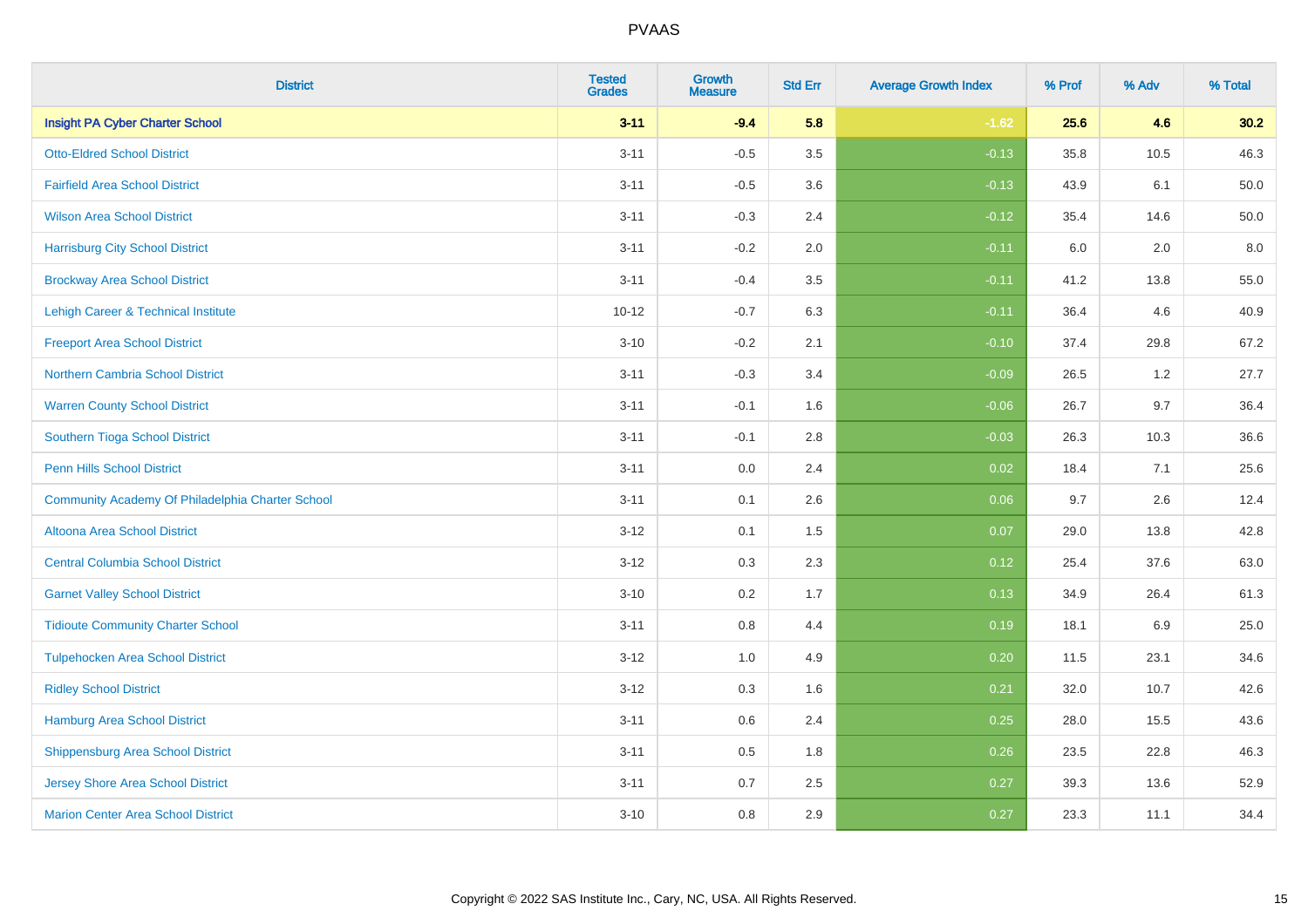| District | Tested Grades | Growth Measure | Std Err | Average Growth Index | % Prof | % Adv | % Total |
|---|---|---|---|---|---|---|---|
| **Insight PA Cyber Charter School** | **3-11** | **-9.4** | **5.8** | **-1.62** | **25.6** | **4.6** | **30.2** |
| Otto-Eldred School District | 3-11 | -0.5 | 3.5 | -0.13 | 35.8 | 10.5 | 46.3 |
| Fairfield Area School District | 3-11 | -0.5 | 3.6 | -0.13 | 43.9 | 6.1 | 50.0 |
| Wilson Area School District | 3-11 | -0.3 | 2.4 | -0.12 | 35.4 | 14.6 | 50.0 |
| Harrisburg City School District | 3-11 | -0.2 | 2.0 | -0.11 | 6.0 | 2.0 | 8.0 |
| Brockway Area School District | 3-11 | -0.4 | 3.5 | -0.11 | 41.2 | 13.8 | 55.0 |
| Lehigh Career & Technical Institute | 10-12 | -0.7 | 6.3 | -0.11 | 36.4 | 4.6 | 40.9 |
| Freeport Area School District | 3-10 | -0.2 | 2.1 | -0.10 | 37.4 | 29.8 | 67.2 |
| Northern Cambria School District | 3-11 | -0.3 | 3.4 | -0.09 | 26.5 | 1.2 | 27.7 |
| Warren County School District | 3-11 | -0.1 | 1.6 | -0.06 | 26.7 | 9.7 | 36.4 |
| Southern Tioga School District | 3-11 | -0.1 | 2.8 | -0.03 | 26.3 | 10.3 | 36.6 |
| Penn Hills School District | 3-11 | 0.0 | 2.4 | 0.02 | 18.4 | 7.1 | 25.6 |
| Community Academy Of Philadelphia Charter School | 3-11 | 0.1 | 2.6 | 0.06 | 9.7 | 2.6 | 12.4 |
| Altoona Area School District | 3-12 | 0.1 | 1.5 | 0.07 | 29.0 | 13.8 | 42.8 |
| Central Columbia School District | 3-12 | 0.3 | 2.3 | 0.12 | 25.4 | 37.6 | 63.0 |
| Garnet Valley School District | 3-10 | 0.2 | 1.7 | 0.13 | 34.9 | 26.4 | 61.3 |
| Tidioute Community Charter School | 3-11 | 0.8 | 4.4 | 0.19 | 18.1 | 6.9 | 25.0 |
| Tulpehocken Area School District | 3-12 | 1.0 | 4.9 | 0.20 | 11.5 | 23.1 | 34.6 |
| Ridley School District | 3-12 | 0.3 | 1.6 | 0.21 | 32.0 | 10.7 | 42.6 |
| Hamburg Area School District | 3-11 | 0.6 | 2.4 | 0.25 | 28.0 | 15.5 | 43.6 |
| Shippensburg Area School District | 3-11 | 0.5 | 1.8 | 0.26 | 23.5 | 22.8 | 46.3 |
| Jersey Shore Area School District | 3-11 | 0.7 | 2.5 | 0.27 | 39.3 | 13.6 | 52.9 |
| Marion Center Area School District | 3-10 | 0.8 | 2.9 | 0.27 | 23.3 | 11.1 | 34.4 |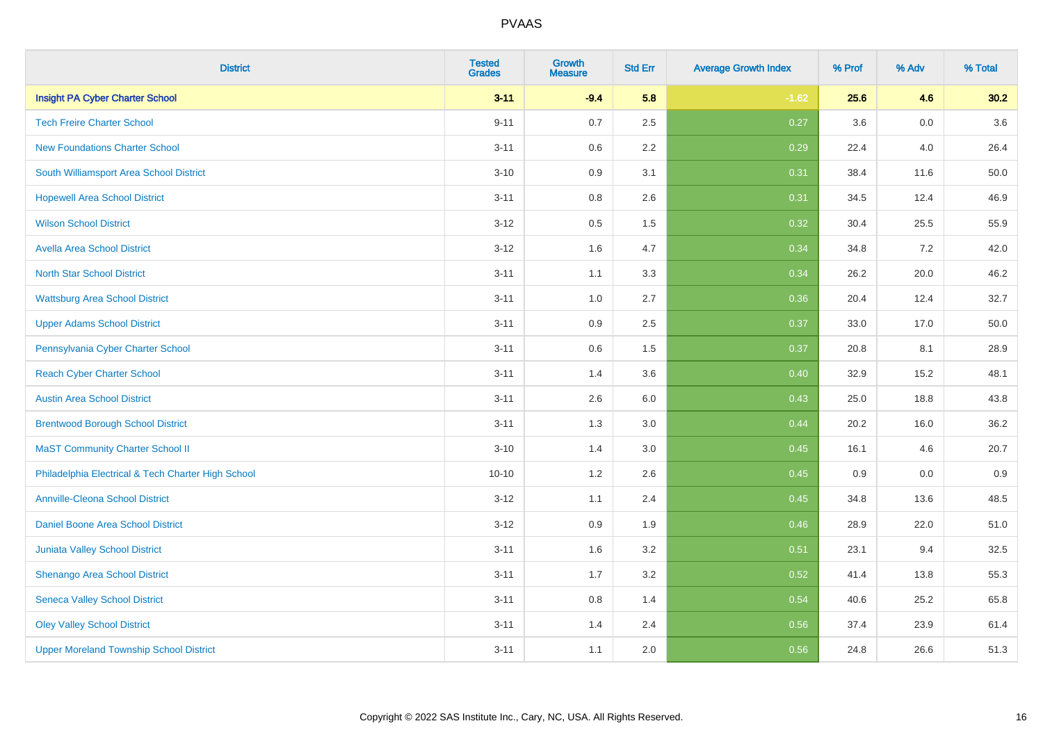# PVAAS

| District | Tested Grades | Growth Measure | Std Err | Average Growth Index | % Prof | % Adv | % Total |
|---|---|---|---|---|---|---|---|
| **Insight PA Cyber Charter School** | **3-11** | **-9.4** | **5.8** | **-1.62** | **25.6** | **4.6** | **30.2** |
| Tech Freire Charter School | 9-11 | 0.7 | 2.5 | 0.27 | 3.6 | 0.0 | 3.6 |
| New Foundations Charter School | 3-11 | 0.6 | 2.2 | 0.29 | 22.4 | 4.0 | 26.4 |
| South Williamsport Area School District | 3-10 | 0.9 | 3.1 | 0.31 | 38.4 | 11.6 | 50.0 |
| Hopewell Area School District | 3-11 | 0.8 | 2.6 | 0.31 | 34.5 | 12.4 | 46.9 |
| Wilson School District | 3-12 | 0.5 | 1.5 | 0.32 | 30.4 | 25.5 | 55.9 |
| Avella Area School District | 3-12 | 1.6 | 4.7 | 0.34 | 34.8 | 7.2 | 42.0 |
| North Star School District | 3-11 | 1.1 | 3.3 | 0.34 | 26.2 | 20.0 | 46.2 |
| Wattsburg Area School District | 3-11 | 1.0 | 2.7 | 0.36 | 20.4 | 12.4 | 32.7 |
| Upper Adams School District | 3-11 | 0.9 | 2.5 | 0.37 | 33.0 | 17.0 | 50.0 |
| Pennsylvania Cyber Charter School | 3-11 | 0.6 | 1.5 | 0.37 | 20.8 | 8.1 | 28.9 |
| Reach Cyber Charter School | 3-11 | 1.4 | 3.6 | 0.40 | 32.9 | 15.2 | 48.1 |
| Austin Area School District | 3-11 | 2.6 | 6.0 | 0.43 | 25.0 | 18.8 | 43.8 |
| Brentwood Borough School District | 3-11 | 1.3 | 3.0 | 0.44 | 20.2 | 16.0 | 36.2 |
| MaST Community Charter School II | 3-10 | 1.4 | 3.0 | 0.45 | 16.1 | 4.6 | 20.7 |
| Philadelphia Electrical & Tech Charter High School | 10-10 | 1.2 | 2.6 | 0.45 | 0.9 | 0.0 | 0.9 |
| Annville-Cleona School District | 3-12 | 1.1 | 2.4 | 0.45 | 34.8 | 13.6 | 48.5 |
| Daniel Boone Area School District | 3-12 | 0.9 | 1.9 | 0.46 | 28.9 | 22.0 | 51.0 |
| Juniata Valley School District | 3-11 | 1.6 | 3.2 | 0.51 | 23.1 | 9.4 | 32.5 |
| Shenango Area School District | 3-11 | 1.7 | 3.2 | 0.52 | 41.4 | 13.8 | 55.3 |
| Seneca Valley School District | 3-11 | 0.8 | 1.4 | 0.54 | 40.6 | 25.2 | 65.8 |
| Oley Valley School District | 3-11 | 1.4 | 2.4 | 0.56 | 37.4 | 23.9 | 61.4 |
| Upper Moreland Township School District | 3-11 | 1.1 | 2.0 | 0.56 | 24.8 | 26.6 | 51.3 |

Copyright © 2022 SAS Institute Inc., Cary, NC, USA. All Rights Reserved.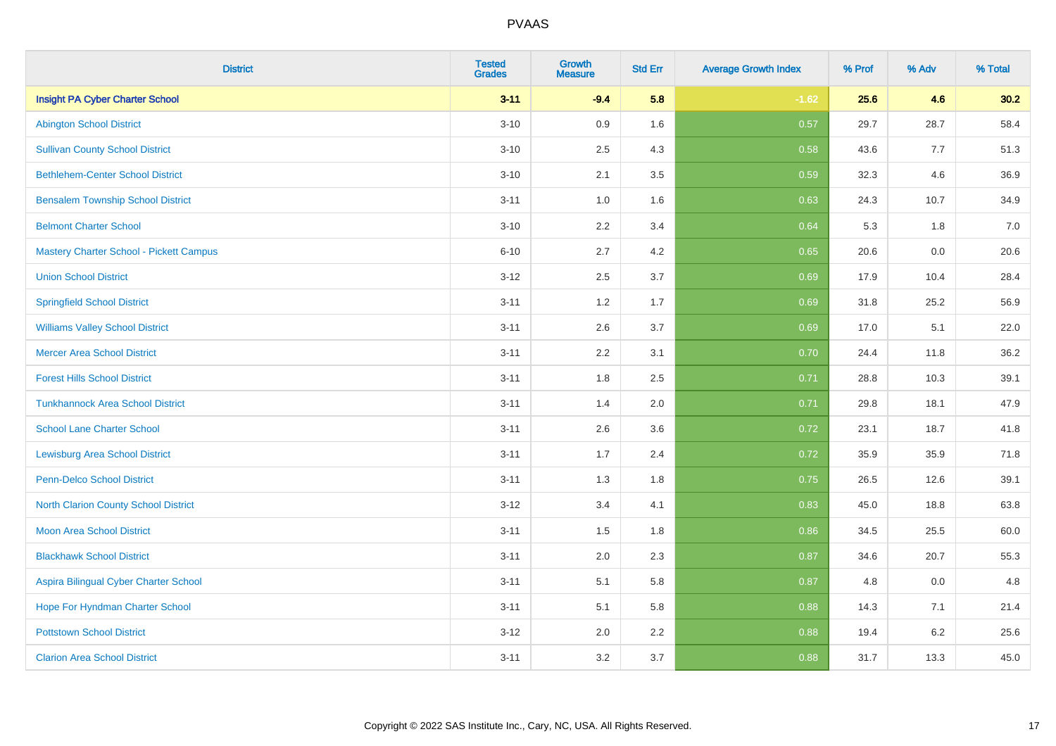| District | Tested Grades | Growth Measure | Std Err | Average Growth Index | % Prof | % Adv | % Total |
|---|---|---|---|---|---|---|---|
| **Insight PA Cyber Charter School** | **3-11** | **-9.4** | **5.8** | **-1.62** | **25.6** | **4.6** | **30.2** |
| Abington School District | 3-10 | 0.9 | 1.6 | 0.57 | 29.7 | 28.7 | 58.4 |
| Sullivan County School District | 3-10 | 2.5 | 4.3 | 0.58 | 43.6 | 7.7 | 51.3 |
| Bethlehem-Center School District | 3-10 | 2.1 | 3.5 | 0.59 | 32.3 | 4.6 | 36.9 |
| Bensalem Township School District | 3-11 | 1.0 | 1.6 | 0.63 | 24.3 | 10.7 | 34.9 |
| Belmont Charter School | 3-10 | 2.2 | 3.4 | 0.64 | 5.3 | 1.8 | 7.0 |
| Mastery Charter School - Pickett Campus | 6-10 | 2.7 | 4.2 | 0.65 | 20.6 | 0.0 | 20.6 |
| Union School District | 3-12 | 2.5 | 3.7 | 0.69 | 17.9 | 10.4 | 28.4 |
| Springfield School District | 3-11 | 1.2 | 1.7 | 0.69 | 31.8 | 25.2 | 56.9 |
| Williams Valley School District | 3-11 | 2.6 | 3.7 | 0.69 | 17.0 | 5.1 | 22.0 |
| Mercer Area School District | 3-11 | 2.2 | 3.1 | 0.70 | 24.4 | 11.8 | 36.2 |
| Forest Hills School District | 3-11 | 1.8 | 2.5 | 0.71 | 28.8 | 10.3 | 39.1 |
| Tunkhannock Area School District | 3-11 | 1.4 | 2.0 | 0.71 | 29.8 | 18.1 | 47.9 |
| School Lane Charter School | 3-11 | 2.6 | 3.6 | 0.72 | 23.1 | 18.7 | 41.8 |
| Lewisburg Area School District | 3-11 | 1.7 | 2.4 | 0.72 | 35.9 | 35.9 | 71.8 |
| Penn-Delco School District | 3-11 | 1.3 | 1.8 | 0.75 | 26.5 | 12.6 | 39.1 |
| North Clarion County School District | 3-12 | 3.4 | 4.1 | 0.83 | 45.0 | 18.8 | 63.8 |
| Moon Area School District | 3-11 | 1.5 | 1.8 | 0.86 | 34.5 | 25.5 | 60.0 |
| Blackhawk School District | 3-11 | 2.0 | 2.3 | 0.87 | 34.6 | 20.7 | 55.3 |
| Aspira Bilingual Cyber Charter School | 3-11 | 5.1 | 5.8 | 0.87 | 4.8 | 0.0 | 4.8 |
| Hope For Hyndman Charter School | 3-11 | 5.1 | 5.8 | 0.88 | 14.3 | 7.1 | 21.4 |
| Pottstown School District | 3-12 | 2.0 | 2.2 | 0.88 | 19.4 | 6.2 | 25.6 |
| Clarion Area School District | 3-11 | 3.2 | 3.7 | 0.88 | 31.7 | 13.3 | 45.0 |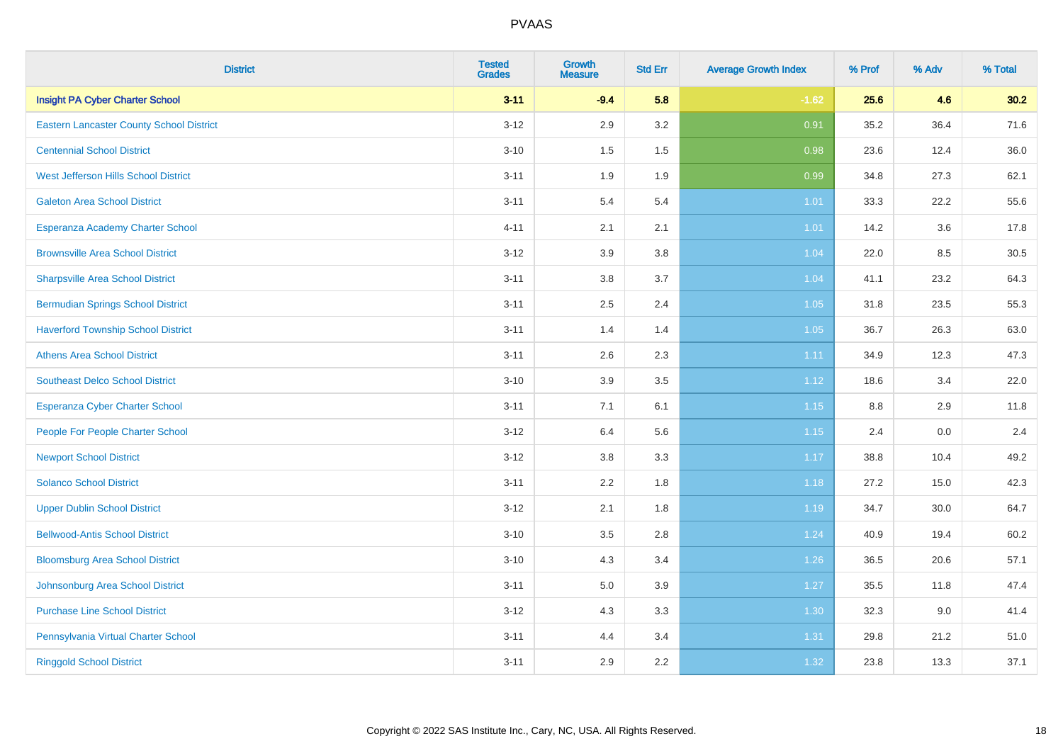| District | Tested Grades | Growth Measure | Std Err | Average Growth Index | % Prof | % Adv | % Total |
|---|---|---|---|---|---|---|---|
| **Insight PA Cyber Charter School** | **3-11** | **-9.4** | **5.8** | **-1.62** | **25.6** | **4.6** | **30.2** |
| Eastern Lancaster County School District | 3-12 | 2.9 | 3.2 | 0.91 | 35.2 | 36.4 | 71.6 |
| Centennial School District | 3-10 | 1.5 | 1.5 | 0.98 | 23.6 | 12.4 | 36.0 |
| West Jefferson Hills School District | 3-11 | 1.9 | 1.9 | 0.99 | 34.8 | 27.3 | 62.1 |
| Galeton Area School District | 3-11 | 5.4 | 5.4 | 1.01 | 33.3 | 22.2 | 55.6 |
| Esperanza Academy Charter School | 4-11 | 2.1 | 2.1 | 1.01 | 14.2 | 3.6 | 17.8 |
| Brownsville Area School District | 3-12 | 3.9 | 3.8 | 1.04 | 22.0 | 8.5 | 30.5 |
| Sharpsville Area School District | 3-11 | 3.8 | 3.7 | 1.04 | 41.1 | 23.2 | 64.3 |
| Bermudian Springs School District | 3-11 | 2.5 | 2.4 | 1.05 | 31.8 | 23.5 | 55.3 |
| Haverford Township School District | 3-11 | 1.4 | 1.4 | 1.05 | 36.7 | 26.3 | 63.0 |
| Athens Area School District | 3-11 | 2.6 | 2.3 | 1.11 | 34.9 | 12.3 | 47.3 |
| Southeast Delco School District | 3-10 | 3.9 | 3.5 | 1.12 | 18.6 | 3.4 | 22.0 |
| Esperanza Cyber Charter School | 3-11 | 7.1 | 6.1 | 1.15 | 8.8 | 2.9 | 11.8 |
| People For People Charter School | 3-12 | 6.4 | 5.6 | 1.15 | 2.4 | 0.0 | 2.4 |
| Newport School District | 3-12 | 3.8 | 3.3 | 1.17 | 38.8 | 10.4 | 49.2 |
| Solanco School District | 3-11 | 2.2 | 1.8 | 1.18 | 27.2 | 15.0 | 42.3 |
| Upper Dublin School District | 3-12 | 2.1 | 1.8 | 1.19 | 34.7 | 30.0 | 64.7 |
| Bellwood-Antis School District | 3-10 | 3.5 | 2.8 | 1.24 | 40.9 | 19.4 | 60.2 |
| Bloomsburg Area School District | 3-10 | 4.3 | 3.4 | 1.26 | 36.5 | 20.6 | 57.1 |
| Johnsonburg Area School District | 3-11 | 5.0 | 3.9 | 1.27 | 35.5 | 11.8 | 47.4 |
| Purchase Line School District | 3-12 | 4.3 | 3.3 | 1.30 | 32.3 | 9.0 | 41.4 |
| Pennsylvania Virtual Charter School | 3-11 | 4.4 | 3.4 | 1.31 | 29.8 | 21.2 | 51.0 |
| Ringgold School District | 3-11 | 2.9 | 2.2 | 1.32 | 23.8 | 13.3 | 37.1 |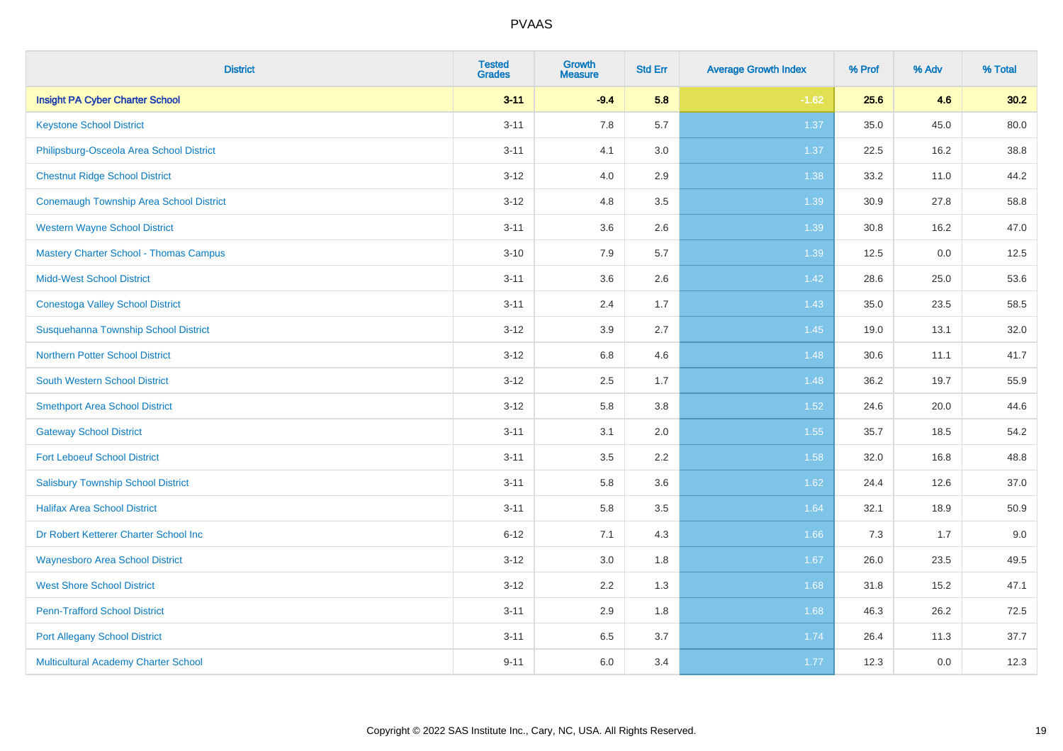| District | Tested Grades | Growth Measure | Std Err | Average Growth Index | % Prof | % Adv | % Total |
|---|---|---|---|---|---|---|---|
| **Insight PA Cyber Charter School** | **3-11** | **-9.4** | **5.8** | **-1.62** | **25.6** | **4.6** | **30.2** |
| Keystone School District | 3-11 | 7.8 | 5.7 | 1.37 | 35.0 | 45.0 | 80.0 |
| Philipsburg-Osceola Area School District | 3-11 | 4.1 | 3.0 | 1.37 | 22.5 | 16.2 | 38.8 |
| Chestnut Ridge School District | 3-12 | 4.0 | 2.9 | 1.38 | 33.2 | 11.0 | 44.2 |
| Conemaugh Township Area School District | 3-12 | 4.8 | 3.5 | 1.39 | 30.9 | 27.8 | 58.8 |
| Western Wayne School District | 3-11 | 3.6 | 2.6 | 1.39 | 30.8 | 16.2 | 47.0 |
| Mastery Charter School - Thomas Campus | 3-10 | 7.9 | 5.7 | 1.39 | 12.5 | 0.0 | 12.5 |
| Midd-West School District | 3-11 | 3.6 | 2.6 | 1.42 | 28.6 | 25.0 | 53.6 |
| Conestoga Valley School District | 3-11 | 2.4 | 1.7 | 1.43 | 35.0 | 23.5 | 58.5 |
| Susquehanna Township School District | 3-12 | 3.9 | 2.7 | 1.45 | 19.0 | 13.1 | 32.0 |
| Northern Potter School District | 3-12 | 6.8 | 4.6 | 1.48 | 30.6 | 11.1 | 41.7 |
| South Western School District | 3-12 | 2.5 | 1.7 | 1.48 | 36.2 | 19.7 | 55.9 |
| Smethport Area School District | 3-12 | 5.8 | 3.8 | 1.52 | 24.6 | 20.0 | 44.6 |
| Gateway School District | 3-11 | 3.1 | 2.0 | 1.55 | 35.7 | 18.5 | 54.2 |
| Fort Leboeuf School District | 3-11 | 3.5 | 2.2 | 1.58 | 32.0 | 16.8 | 48.8 |
| Salisbury Township School District | 3-11 | 5.8 | 3.6 | 1.62 | 24.4 | 12.6 | 37.0 |
| Halifax Area School District | 3-11 | 5.8 | 3.5 | 1.64 | 32.1 | 18.9 | 50.9 |
| Dr Robert Ketterer Charter School Inc | 6-12 | 7.1 | 4.3 | 1.66 | 7.3 | 1.7 | 9.0 |
| Waynesboro Area School District | 3-12 | 3.0 | 1.8 | 1.67 | 26.0 | 23.5 | 49.5 |
| West Shore School District | 3-12 | 2.2 | 1.3 | 1.68 | 31.8 | 15.2 | 47.1 |
| Penn-Trafford School District | 3-11 | 2.9 | 1.8 | 1.68 | 46.3 | 26.2 | 72.5 |
| Port Allegany School District | 3-11 | 6.5 | 3.7 | 1.74 | 26.4 | 11.3 | 37.7 |
| Multicultural Academy Charter School | 9-11 | 6.0 | 3.4 | 1.77 | 12.3 | 0.0 | 12.3 |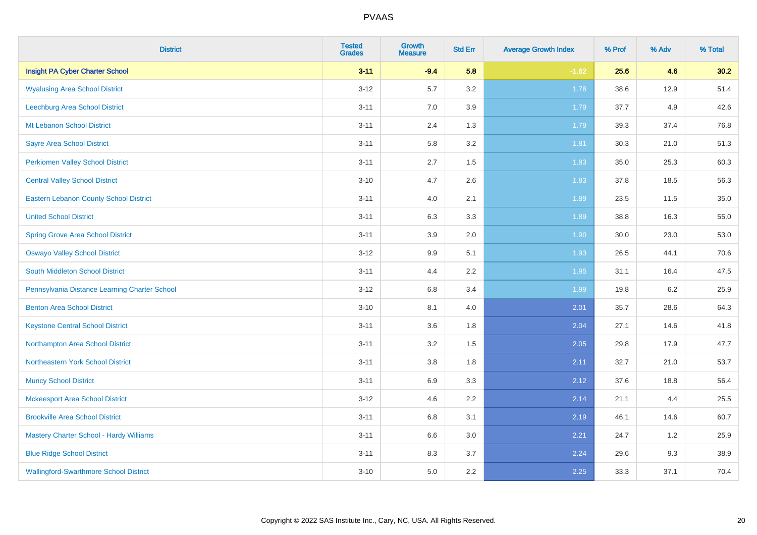| District | Tested Grades | Growth Measure | Std Err | Average Growth Index | % Prof | % Adv | % Total |
|---|---|---|---|---|---|---|---|
| **Insight PA Cyber Charter School** | **3-11** | **-9.4** | **5.8** | **-1.62** | **25.6** | **4.6** | **30.2** |
| Wyalusing Area School District | 3-12 | 5.7 | 3.2 | 1.78 | 38.6 | 12.9 | 51.4 |
| Leechburg Area School District | 3-11 | 7.0 | 3.9 | 1.79 | 37.7 | 4.9 | 42.6 |
| Mt Lebanon School District | 3-11 | 2.4 | 1.3 | 1.79 | 39.3 | 37.4 | 76.8 |
| Sayre Area School District | 3-11 | 5.8 | 3.2 | 1.81 | 30.3 | 21.0 | 51.3 |
| Perkiomen Valley School District | 3-11 | 2.7 | 1.5 | 1.83 | 35.0 | 25.3 | 60.3 |
| Central Valley School District | 3-10 | 4.7 | 2.6 | 1.83 | 37.8 | 18.5 | 56.3 |
| Eastern Lebanon County School District | 3-11 | 4.0 | 2.1 | 1.89 | 23.5 | 11.5 | 35.0 |
| United School District | 3-11 | 6.3 | 3.3 | 1.89 | 38.8 | 16.3 | 55.0 |
| Spring Grove Area School District | 3-11 | 3.9 | 2.0 | 1.90 | 30.0 | 23.0 | 53.0 |
| Oswayo Valley School District | 3-12 | 9.9 | 5.1 | 1.93 | 26.5 | 44.1 | 70.6 |
| South Middleton School District | 3-11 | 4.4 | 2.2 | 1.95 | 31.1 | 16.4 | 47.5 |
| Pennsylvania Distance Learning Charter School | 3-12 | 6.8 | 3.4 | 1.99 | 19.8 | 6.2 | 25.9 |
| Benton Area School District | 3-10 | 8.1 | 4.0 | 2.01 | 35.7 | 28.6 | 64.3 |
| Keystone Central School District | 3-11 | 3.6 | 1.8 | 2.04 | 27.1 | 14.6 | 41.8 |
| Northampton Area School District | 3-11 | 3.2 | 1.5 | 2.05 | 29.8 | 17.9 | 47.7 |
| Northeastern York School District | 3-11 | 3.8 | 1.8 | 2.11 | 32.7 | 21.0 | 53.7 |
| Muncy School District | 3-11 | 6.9 | 3.3 | 2.12 | 37.6 | 18.8 | 56.4 |
| Mckeesport Area School District | 3-12 | 4.6 | 2.2 | 2.14 | 21.1 | 4.4 | 25.5 |
| Brookville Area School District | 3-11 | 6.8 | 3.1 | 2.19 | 46.1 | 14.6 | 60.7 |
| Mastery Charter School - Hardy Williams | 3-11 | 6.6 | 3.0 | 2.21 | 24.7 | 1.2 | 25.9 |
| Blue Ridge School District | 3-11 | 8.3 | 3.7 | 2.24 | 29.6 | 9.3 | 38.9 |
| Wallingford-Swarthmore School District | 3-10 | 5.0 | 2.2 | 2.25 | 33.3 | 37.1 | 70.4 |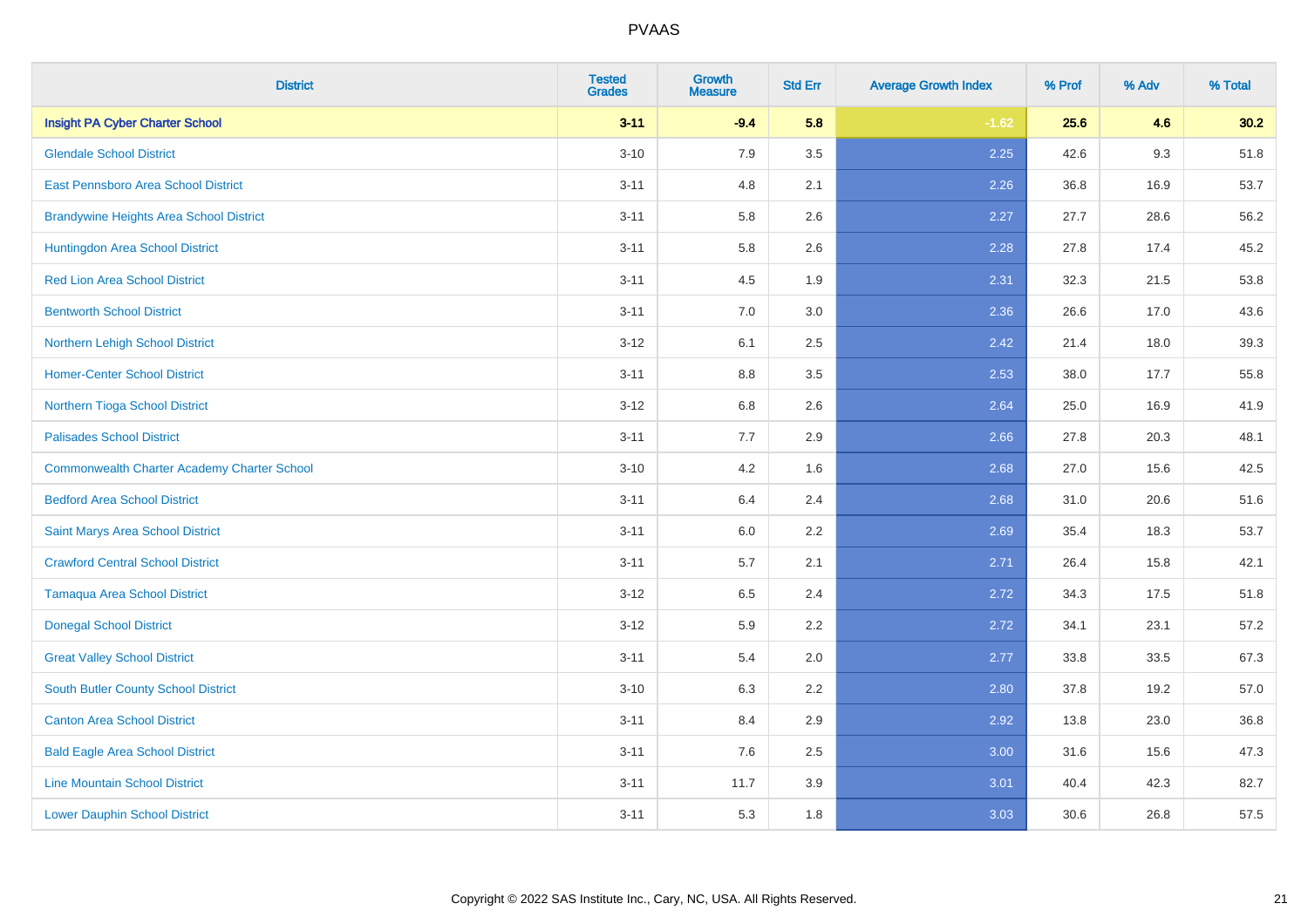| District | Tested Grades | Growth Measure | Std Err | Average Growth Index | % Prof | % Adv | % Total |
|---|---|---|---|---|---|---|---|
| **Insight PA Cyber Charter School** | **3-11** | **-9.4** | **5.8** | **-1.62** | **25.6** | **4.6** | **30.2** |
| Glendale School District | 3-10 | 7.9 | 3.5 | 2.25 | 42.6 | 9.3 | 51.8 |
| East Pennsboro Area School District | 3-11 | 4.8 | 2.1 | 2.26 | 36.8 | 16.9 | 53.7 |
| Brandywine Heights Area School District | 3-11 | 5.8 | 2.6 | 2.27 | 27.7 | 28.6 | 56.2 |
| Huntingdon Area School District | 3-11 | 5.8 | 2.6 | 2.28 | 27.8 | 17.4 | 45.2 |
| Red Lion Area School District | 3-11 | 4.5 | 1.9 | 2.31 | 32.3 | 21.5 | 53.8 |
| Bentworth School District | 3-11 | 7.0 | 3.0 | 2.36 | 26.6 | 17.0 | 43.6 |
| Northern Lehigh School District | 3-12 | 6.1 | 2.5 | 2.42 | 21.4 | 18.0 | 39.3 |
| Homer-Center School District | 3-11 | 8.8 | 3.5 | 2.53 | 38.0 | 17.7 | 55.8 |
| Northern Tioga School District | 3-12 | 6.8 | 2.6 | 2.64 | 25.0 | 16.9 | 41.9 |
| Palisades School District | 3-11 | 7.7 | 2.9 | 2.66 | 27.8 | 20.3 | 48.1 |
| Commonwealth Charter Academy Charter School | 3-10 | 4.2 | 1.6 | 2.68 | 27.0 | 15.6 | 42.5 |
| Bedford Area School District | 3-11 | 6.4 | 2.4 | 2.68 | 31.0 | 20.6 | 51.6 |
| Saint Marys Area School District | 3-11 | 6.0 | 2.2 | 2.69 | 35.4 | 18.3 | 53.7 |
| Crawford Central School District | 3-11 | 5.7 | 2.1 | 2.71 | 26.4 | 15.8 | 42.1 |
| Tamaqua Area School District | 3-12 | 6.5 | 2.4 | 2.72 | 34.3 | 17.5 | 51.8 |
| Donegal School District | 3-12 | 5.9 | 2.2 | 2.72 | 34.1 | 23.1 | 57.2 |
| Great Valley School District | 3-11 | 5.4 | 2.0 | 2.77 | 33.8 | 33.5 | 67.3 |
| South Butler County School District | 3-10 | 6.3 | 2.2 | 2.80 | 37.8 | 19.2 | 57.0 |
| Canton Area School District | 3-11 | 8.4 | 2.9 | 2.92 | 13.8 | 23.0 | 36.8 |
| Bald Eagle Area School District | 3-11 | 7.6 | 2.5 | 3.00 | 31.6 | 15.6 | 47.3 |
| Line Mountain School District | 3-11 | 11.7 | 3.9 | 3.01 | 40.4 | 42.3 | 82.7 |
| Lower Dauphin School District | 3-11 | 5.3 | 1.8 | 3.03 | 30.6 | 26.8 | 57.5 |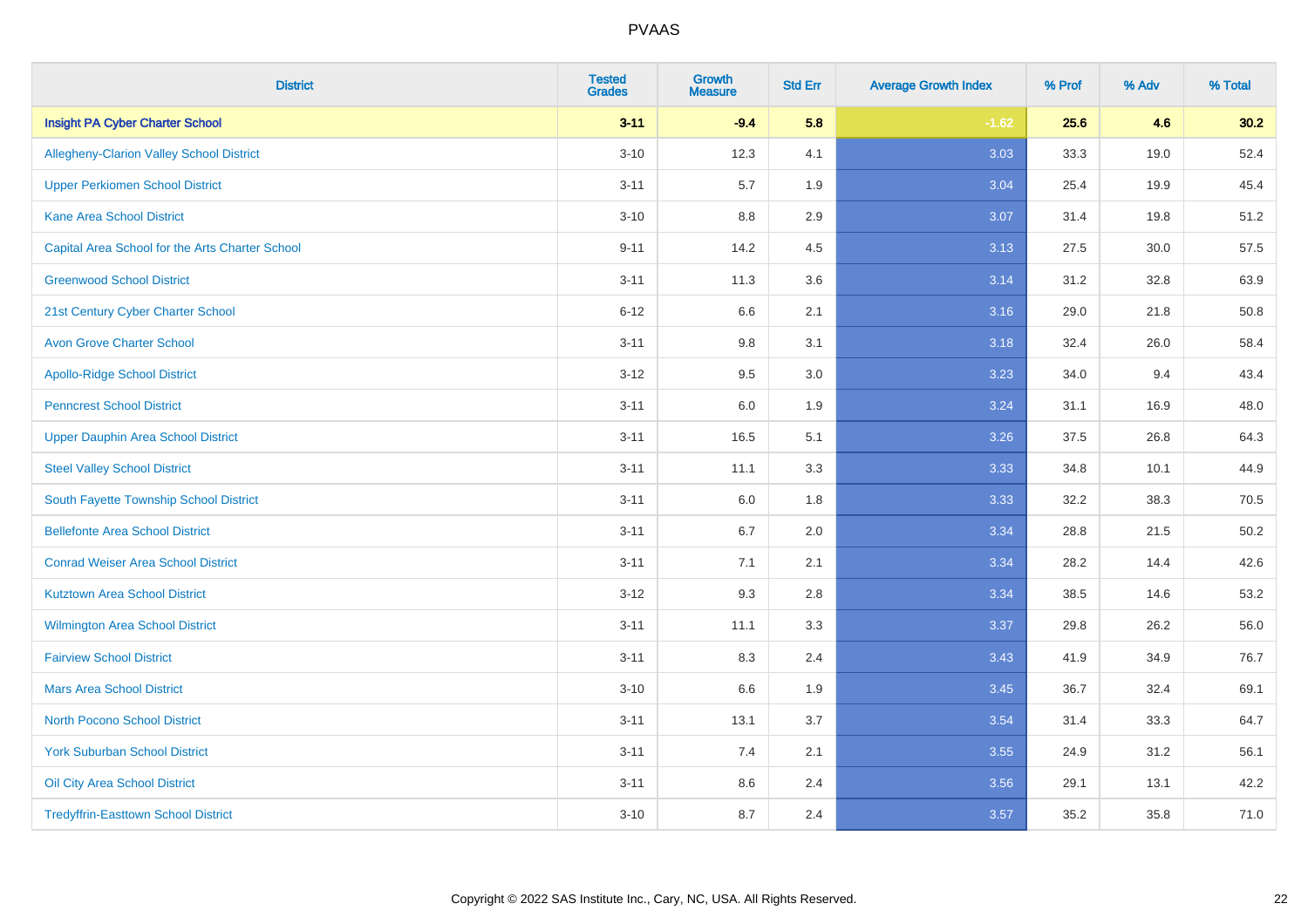| District | Tested Grades | Growth Measure | Std Err | Average Growth Index | % Prof | % Adv | % Total |
|---|---|---|---|---|---|---|---|
| **Insight PA Cyber Charter School** | **3-11** | **-9.4** | **5.8** | **-1.62** | **25.6** | **4.6** | **30.2** |
| Allegheny-Clarion Valley School District | 3-10 | 12.3 | 4.1 | 3.03 | 33.3 | 19.0 | 52.4 |
| Upper Perkiomen School District | 3-11 | 5.7 | 1.9 | 3.04 | 25.4 | 19.9 | 45.4 |
| Kane Area School District | 3-10 | 8.8 | 2.9 | 3.07 | 31.4 | 19.8 | 51.2 |
| Capital Area School for the Arts Charter School | 9-11 | 14.2 | 4.5 | 3.13 | 27.5 | 30.0 | 57.5 |
| Greenwood School District | 3-11 | 11.3 | 3.6 | 3.14 | 31.2 | 32.8 | 63.9 |
| 21st Century Cyber Charter School | 6-12 | 6.6 | 2.1 | 3.16 | 29.0 | 21.8 | 50.8 |
| Avon Grove Charter School | 3-11 | 9.8 | 3.1 | 3.18 | 32.4 | 26.0 | 58.4 |
| Apollo-Ridge School District | 3-12 | 9.5 | 3.0 | 3.23 | 34.0 | 9.4 | 43.4 |
| Penncrest School District | 3-11 | 6.0 | 1.9 | 3.24 | 31.1 | 16.9 | 48.0 |
| Upper Dauphin Area School District | 3-11 | 16.5 | 5.1 | 3.26 | 37.5 | 26.8 | 64.3 |
| Steel Valley School District | 3-11 | 11.1 | 3.3 | 3.33 | 34.8 | 10.1 | 44.9 |
| South Fayette Township School District | 3-11 | 6.0 | 1.8 | 3.33 | 32.2 | 38.3 | 70.5 |
| Bellefonte Area School District | 3-11 | 6.7 | 2.0 | 3.34 | 28.8 | 21.5 | 50.2 |
| Conrad Weiser Area School District | 3-11 | 7.1 | 2.1 | 3.34 | 28.2 | 14.4 | 42.6 |
| Kutztown Area School District | 3-12 | 9.3 | 2.8 | 3.34 | 38.5 | 14.6 | 53.2 |
| Wilmington Area School District | 3-11 | 11.1 | 3.3 | 3.37 | 29.8 | 26.2 | 56.0 |
| Fairview School District | 3-11 | 8.3 | 2.4 | 3.43 | 41.9 | 34.9 | 76.7 |
| Mars Area School District | 3-10 | 6.6 | 1.9 | 3.45 | 36.7 | 32.4 | 69.1 |
| North Pocono School District | 3-11 | 13.1 | 3.7 | 3.54 | 31.4 | 33.3 | 64.7 |
| York Suburban School District | 3-11 | 7.4 | 2.1 | 3.55 | 24.9 | 31.2 | 56.1 |
| Oil City Area School District | 3-11 | 8.6 | 2.4 | 3.56 | 29.1 | 13.1 | 42.2 |
| Tredyffrin-Easttown School District | 3-10 | 8.7 | 2.4 | 3.57 | 35.2 | 35.8 | 71.0 |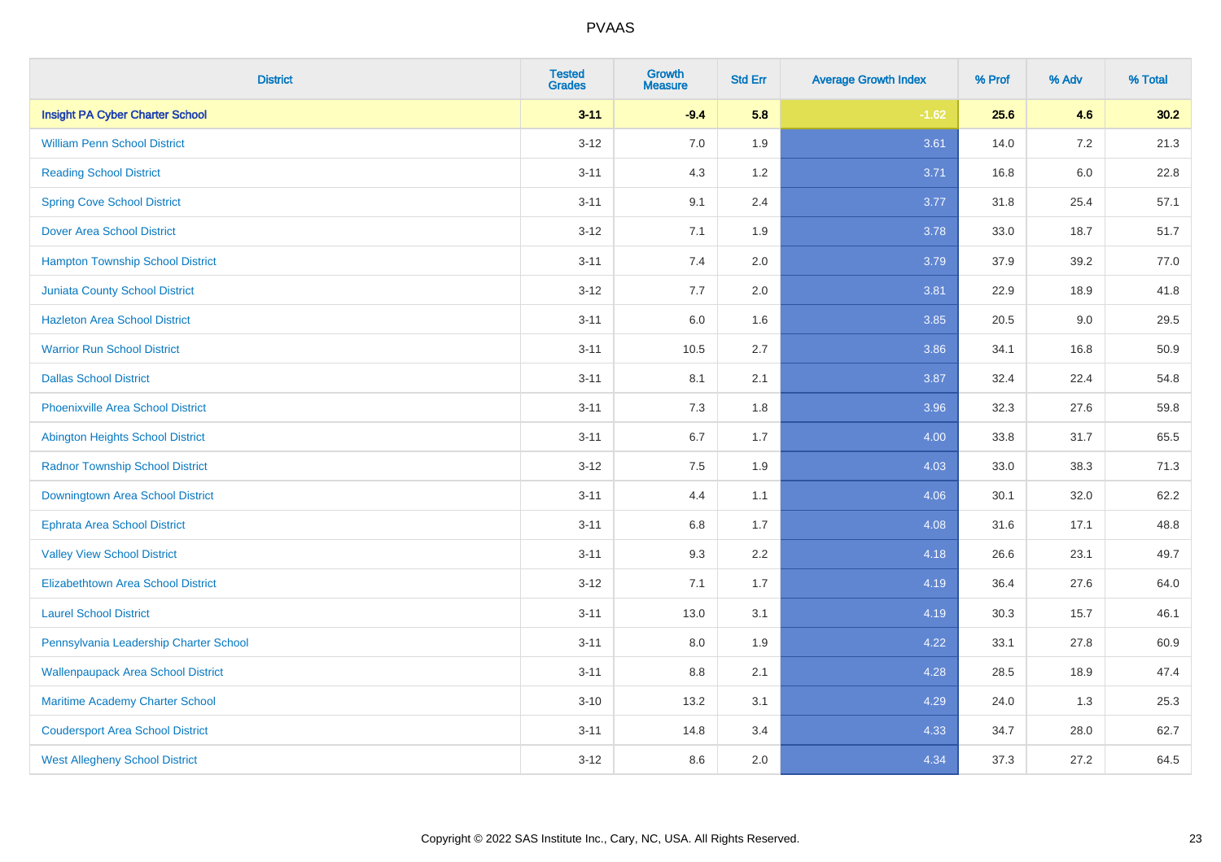| District | Tested Grades | Growth Measure | Std Err | Average Growth Index | % Prof | % Adv | % Total |
|---|---|---|---|---|---|---|---|
| **Insight PA Cyber Charter School** | **3-11** | **-9.4** | **5.8** | **-1.62** | **25.6** | **4.6** | **30.2** |
| William Penn School District | 3-12 | 7.0 | 1.9 | 3.61 | 14.0 | 7.2 | 21.3 |
| Reading School District | 3-11 | 4.3 | 1.2 | 3.71 | 16.8 | 6.0 | 22.8 |
| Spring Cove School District | 3-11 | 9.1 | 2.4 | 3.77 | 31.8 | 25.4 | 57.1 |
| Dover Area School District | 3-12 | 7.1 | 1.9 | 3.78 | 33.0 | 18.7 | 51.7 |
| Hampton Township School District | 3-11 | 7.4 | 2.0 | 3.79 | 37.9 | 39.2 | 77.0 |
| Juniata County School District | 3-12 | 7.7 | 2.0 | 3.81 | 22.9 | 18.9 | 41.8 |
| Hazleton Area School District | 3-11 | 6.0 | 1.6 | 3.85 | 20.5 | 9.0 | 29.5 |
| Warrior Run School District | 3-11 | 10.5 | 2.7 | 3.86 | 34.1 | 16.8 | 50.9 |
| Dallas School District | 3-11 | 8.1 | 2.1 | 3.87 | 32.4 | 22.4 | 54.8 |
| Phoenixville Area School District | 3-11 | 7.3 | 1.8 | 3.96 | 32.3 | 27.6 | 59.8 |
| Abington Heights School District | 3-11 | 6.7 | 1.7 | 4.00 | 33.8 | 31.7 | 65.5 |
| Radnor Township School District | 3-12 | 7.5 | 1.9 | 4.03 | 33.0 | 38.3 | 71.3 |
| Downingtown Area School District | 3-11 | 4.4 | 1.1 | 4.06 | 30.1 | 32.0 | 62.2 |
| Ephrata Area School District | 3-11 | 6.8 | 1.7 | 4.08 | 31.6 | 17.1 | 48.8 |
| Valley View School District | 3-11 | 9.3 | 2.2 | 4.18 | 26.6 | 23.1 | 49.7 |
| Elizabethtown Area School District | 3-12 | 7.1 | 1.7 | 4.19 | 36.4 | 27.6 | 64.0 |
| Laurel School District | 3-11 | 13.0 | 3.1 | 4.19 | 30.3 | 15.7 | 46.1 |
| Pennsylvania Leadership Charter School | 3-11 | 8.0 | 1.9 | 4.22 | 33.1 | 27.8 | 60.9 |
| Wallenpaupack Area School District | 3-11 | 8.8 | 2.1 | 4.28 | 28.5 | 18.9 | 47.4 |
| Maritime Academy Charter School | 3-10 | 13.2 | 3.1 | 4.29 | 24.0 | 1.3 | 25.3 |
| Coudersport Area School District | 3-11 | 14.8 | 3.4 | 4.33 | 34.7 | 28.0 | 62.7 |
| West Allegheny School District | 3-12 | 8.6 | 2.0 | 4.34 | 37.3 | 27.2 | 64.5 |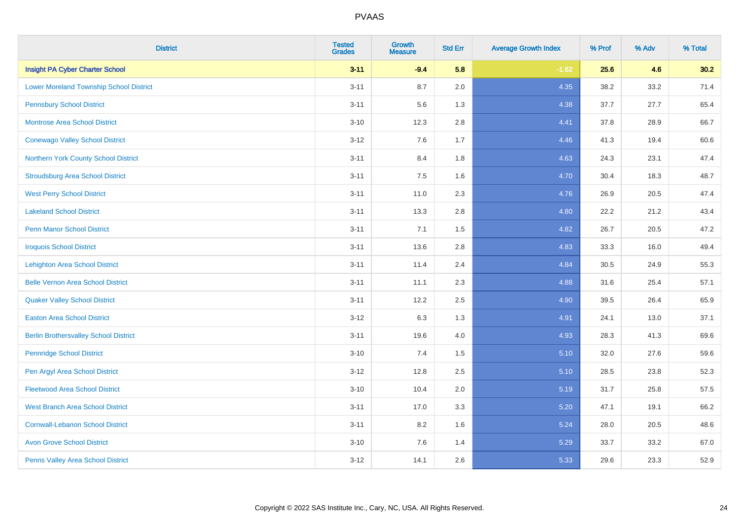# PVAAS

| District | Tested Grades | Growth Measure | Std Err | Average Growth Index | % Prof | % Adv | % Total |
|---|---|---|---|---|---|---|---|
| **Insight PA Cyber Charter School** | **3-11** | **-9.4** | **5.8** | **-1.62** | **25.6** | **4.6** | **30.2** |
| Lower Moreland Township School District | 3-11 | 8.7 | 2.0 | 4.35 | 38.2 | 33.2 | 71.4 |
| Pennsbury School District | 3-11 | 5.6 | 1.3 | 4.38 | 37.7 | 27.7 | 65.4 |
| Montrose Area School District | 3-10 | 12.3 | 2.8 | 4.41 | 37.8 | 28.9 | 66.7 |
| Conewago Valley School District | 3-12 | 7.6 | 1.7 | 4.46 | 41.3 | 19.4 | 60.6 |
| Northern York County School District | 3-11 | 8.4 | 1.8 | 4.63 | 24.3 | 23.1 | 47.4 |
| Stroudsburg Area School District | 3-11 | 7.5 | 1.6 | 4.70 | 30.4 | 18.3 | 48.7 |
| West Perry School District | 3-11 | 11.0 | 2.3 | 4.76 | 26.9 | 20.5 | 47.4 |
| Lakeland School District | 3-11 | 13.3 | 2.8 | 4.80 | 22.2 | 21.2 | 43.4 |
| Penn Manor School District | 3-11 | 7.1 | 1.5 | 4.82 | 26.7 | 20.5 | 47.2 |
| Iroquois School District | 3-11 | 13.6 | 2.8 | 4.83 | 33.3 | 16.0 | 49.4 |
| Lehighton Area School District | 3-11 | 11.4 | 2.4 | 4.84 | 30.5 | 24.9 | 55.3 |
| Belle Vernon Area School District | 3-11 | 11.1 | 2.3 | 4.88 | 31.6 | 25.4 | 57.1 |
| Quaker Valley School District | 3-11 | 12.2 | 2.5 | 4.90 | 39.5 | 26.4 | 65.9 |
| Easton Area School District | 3-12 | 6.3 | 1.3 | 4.91 | 24.1 | 13.0 | 37.1 |
| Berlin Brothersvalley School District | 3-11 | 19.6 | 4.0 | 4.93 | 28.3 | 41.3 | 69.6 |
| Pennridge School District | 3-10 | 7.4 | 1.5 | 5.10 | 32.0 | 27.6 | 59.6 |
| Pen Argyl Area School District | 3-12 | 12.8 | 2.5 | 5.10 | 28.5 | 23.8 | 52.3 |
| Fleetwood Area School District | 3-10 | 10.4 | 2.0 | 5.19 | 31.7 | 25.8 | 57.5 |
| West Branch Area School District | 3-11 | 17.0 | 3.3 | 5.20 | 47.1 | 19.1 | 66.2 |
| Cornwall-Lebanon School District | 3-11 | 8.2 | 1.6 | 5.24 | 28.0 | 20.5 | 48.6 |
| Avon Grove School District | 3-10 | 7.6 | 1.4 | 5.29 | 33.7 | 33.2 | 67.0 |
| Penns Valley Area School District | 3-12 | 14.1 | 2.6 | 5.33 | 29.6 | 23.3 | 52.9 |

Copyright © 2022 SAS Institute Inc., Cary, NC, USA. All Rights Reserved.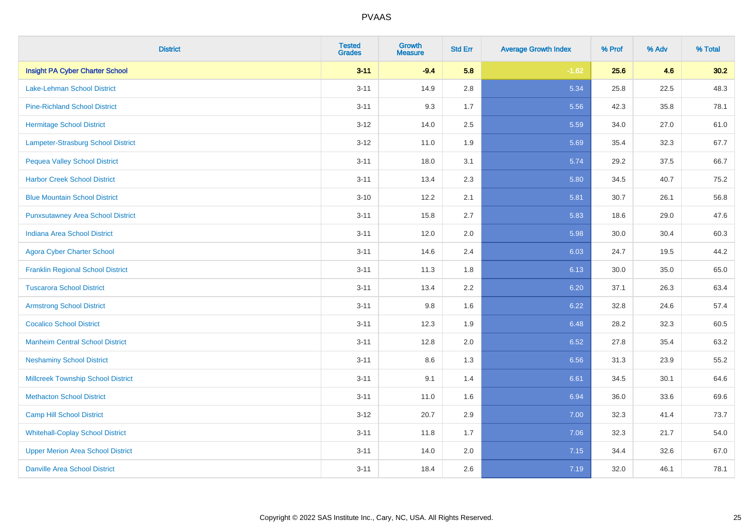| District | Tested Grades | Growth Measure | Std Err | Average Growth Index | % Prof | % Adv | % Total |
|---|---|---|---|---|---|---|---|
| **Insight PA Cyber Charter School** | **3-11** | **-9.4** | **5.8** | **-1.62** | **25.6** | **4.6** | **30.2** |
| Lake-Lehman School District | 3-11 | 14.9 | 2.8 | 5.34 | 25.8 | 22.5 | 48.3 |
| Pine-Richland School District | 3-11 | 9.3 | 1.7 | 5.56 | 42.3 | 35.8 | 78.1 |
| Hermitage School District | 3-12 | 14.0 | 2.5 | 5.59 | 34.0 | 27.0 | 61.0 |
| Lampeter-Strasburg School District | 3-12 | 11.0 | 1.9 | 5.69 | 35.4 | 32.3 | 67.7 |
| Pequea Valley School District | 3-11 | 18.0 | 3.1 | 5.74 | 29.2 | 37.5 | 66.7 |
| Harbor Creek School District | 3-11 | 13.4 | 2.3 | 5.80 | 34.5 | 40.7 | 75.2 |
| Blue Mountain School District | 3-10 | 12.2 | 2.1 | 5.81 | 30.7 | 26.1 | 56.8 |
| Punxsutawney Area School District | 3-11 | 15.8 | 2.7 | 5.83 | 18.6 | 29.0 | 47.6 |
| Indiana Area School District | 3-11 | 12.0 | 2.0 | 5.98 | 30.0 | 30.4 | 60.3 |
| Agora Cyber Charter School | 3-11 | 14.6 | 2.4 | 6.03 | 24.7 | 19.5 | 44.2 |
| Franklin Regional School District | 3-11 | 11.3 | 1.8 | 6.13 | 30.0 | 35.0 | 65.0 |
| Tuscarora School District | 3-11 | 13.4 | 2.2 | 6.20 | 37.1 | 26.3 | 63.4 |
| Armstrong School District | 3-11 | 9.8 | 1.6 | 6.22 | 32.8 | 24.6 | 57.4 |
| Cocalico School District | 3-11 | 12.3 | 1.9 | 6.48 | 28.2 | 32.3 | 60.5 |
| Manheim Central School District | 3-11 | 12.8 | 2.0 | 6.52 | 27.8 | 35.4 | 63.2 |
| Neshaminy School District | 3-11 | 8.6 | 1.3 | 6.56 | 31.3 | 23.9 | 55.2 |
| Millcreek Township School District | 3-11 | 9.1 | 1.4 | 6.61 | 34.5 | 30.1 | 64.6 |
| Methacton School District | 3-11 | 11.0 | 1.6 | 6.94 | 36.0 | 33.6 | 69.6 |
| Camp Hill School District | 3-12 | 20.7 | 2.9 | 7.00 | 32.3 | 41.4 | 73.7 |
| Whitehall-Coplay School District | 3-11 | 11.8 | 1.7 | 7.06 | 32.3 | 21.7 | 54.0 |
| Upper Merion Area School District | 3-11 | 14.0 | 2.0 | 7.15 | 34.4 | 32.6 | 67.0 |
| Danville Area School District | 3-11 | 18.4 | 2.6 | 7.19 | 32.0 | 46.1 | 78.1 |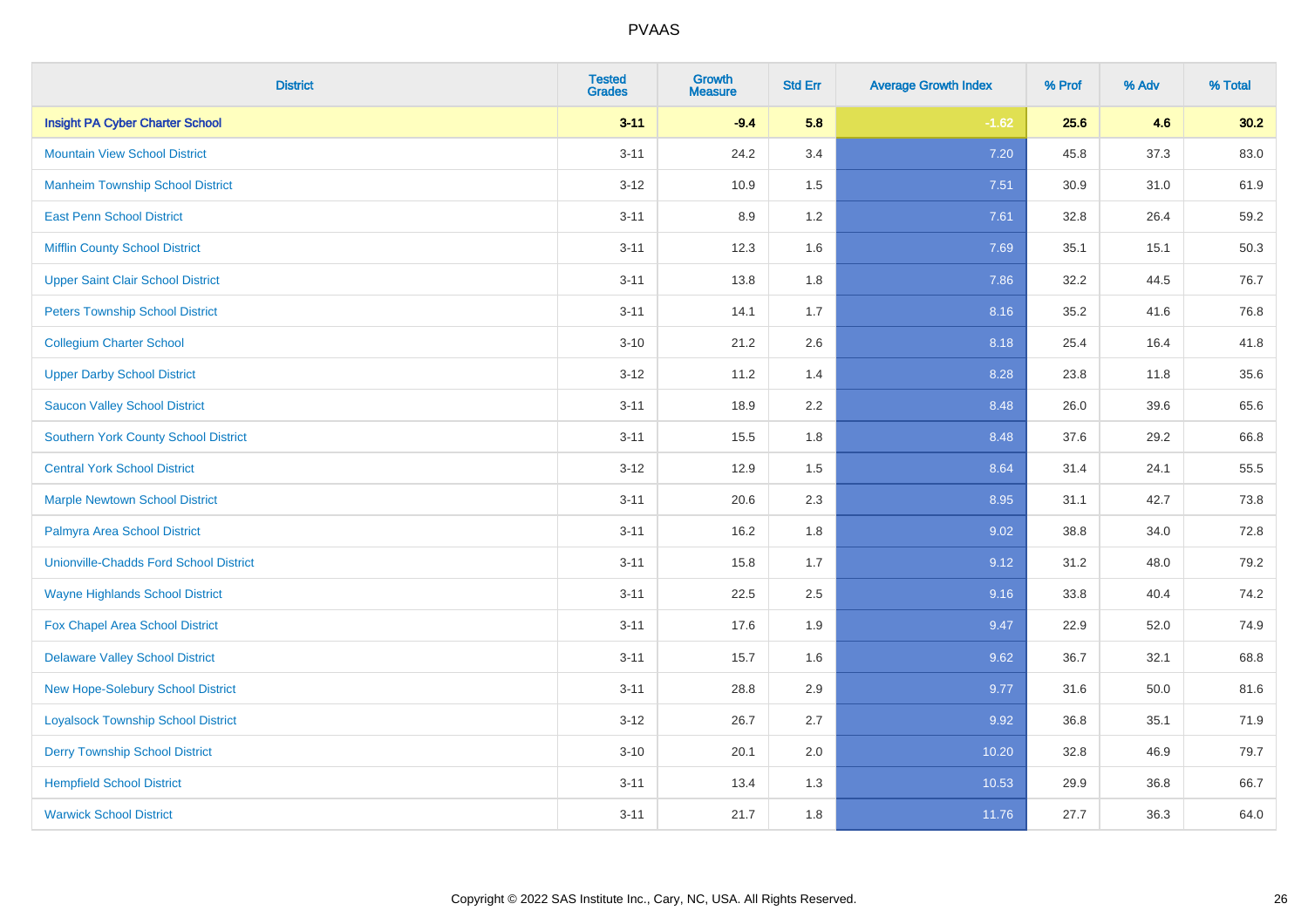| District | Tested Grades | Growth Measure | Std Err | Average Growth Index | % Prof | % Adv | % Total |
|---|---|---|---|---|---|---|---|
| **Insight PA Cyber Charter School** | **3-11** | **-9.4** | **5.8** | **-1.62** | **25.6** | **4.6** | **30.2** |
| Mountain View School District | 3-11 | 24.2 | 3.4 | 7.20 | 45.8 | 37.3 | 83.0 |
| Manheim Township School District | 3-12 | 10.9 | 1.5 | 7.51 | 30.9 | 31.0 | 61.9 |
| East Penn School District | 3-11 | 8.9 | 1.2 | 7.61 | 32.8 | 26.4 | 59.2 |
| Mifflin County School District | 3-11 | 12.3 | 1.6 | 7.69 | 35.1 | 15.1 | 50.3 |
| Upper Saint Clair School District | 3-11 | 13.8 | 1.8 | 7.86 | 32.2 | 44.5 | 76.7 |
| Peters Township School District | 3-11 | 14.1 | 1.7 | 8.16 | 35.2 | 41.6 | 76.8 |
| Collegium Charter School | 3-10 | 21.2 | 2.6 | 8.18 | 25.4 | 16.4 | 41.8 |
| Upper Darby School District | 3-12 | 11.2 | 1.4 | 8.28 | 23.8 | 11.8 | 35.6 |
| Saucon Valley School District | 3-11 | 18.9 | 2.2 | 8.48 | 26.0 | 39.6 | 65.6 |
| Southern York County School District | 3-11 | 15.5 | 1.8 | 8.48 | 37.6 | 29.2 | 66.8 |
| Central York School District | 3-12 | 12.9 | 1.5 | 8.64 | 31.4 | 24.1 | 55.5 |
| Marple Newtown School District | 3-11 | 20.6 | 2.3 | 8.95 | 31.1 | 42.7 | 73.8 |
| Palmyra Area School District | 3-11 | 16.2 | 1.8 | 9.02 | 38.8 | 34.0 | 72.8 |
| Unionville-Chadds Ford School District | 3-11 | 15.8 | 1.7 | 9.12 | 31.2 | 48.0 | 79.2 |
| Wayne Highlands School District | 3-11 | 22.5 | 2.5 | 9.16 | 33.8 | 40.4 | 74.2 |
| Fox Chapel Area School District | 3-11 | 17.6 | 1.9 | 9.47 | 22.9 | 52.0 | 74.9 |
| Delaware Valley School District | 3-11 | 15.7 | 1.6 | 9.62 | 36.7 | 32.1 | 68.8 |
| New Hope-Solebury School District | 3-11 | 28.8 | 2.9 | 9.77 | 31.6 | 50.0 | 81.6 |
| Loyalsock Township School District | 3-12 | 26.7 | 2.7 | 9.92 | 36.8 | 35.1 | 71.9 |
| Derry Township School District | 3-10 | 20.1 | 2.0 | 10.20 | 32.8 | 46.9 | 79.7 |
| Hempfield School District | 3-11 | 13.4 | 1.3 | 10.53 | 29.9 | 36.8 | 66.7 |
| Warwick School District | 3-11 | 21.7 | 1.8 | 11.76 | 27.7 | 36.3 | 64.0 |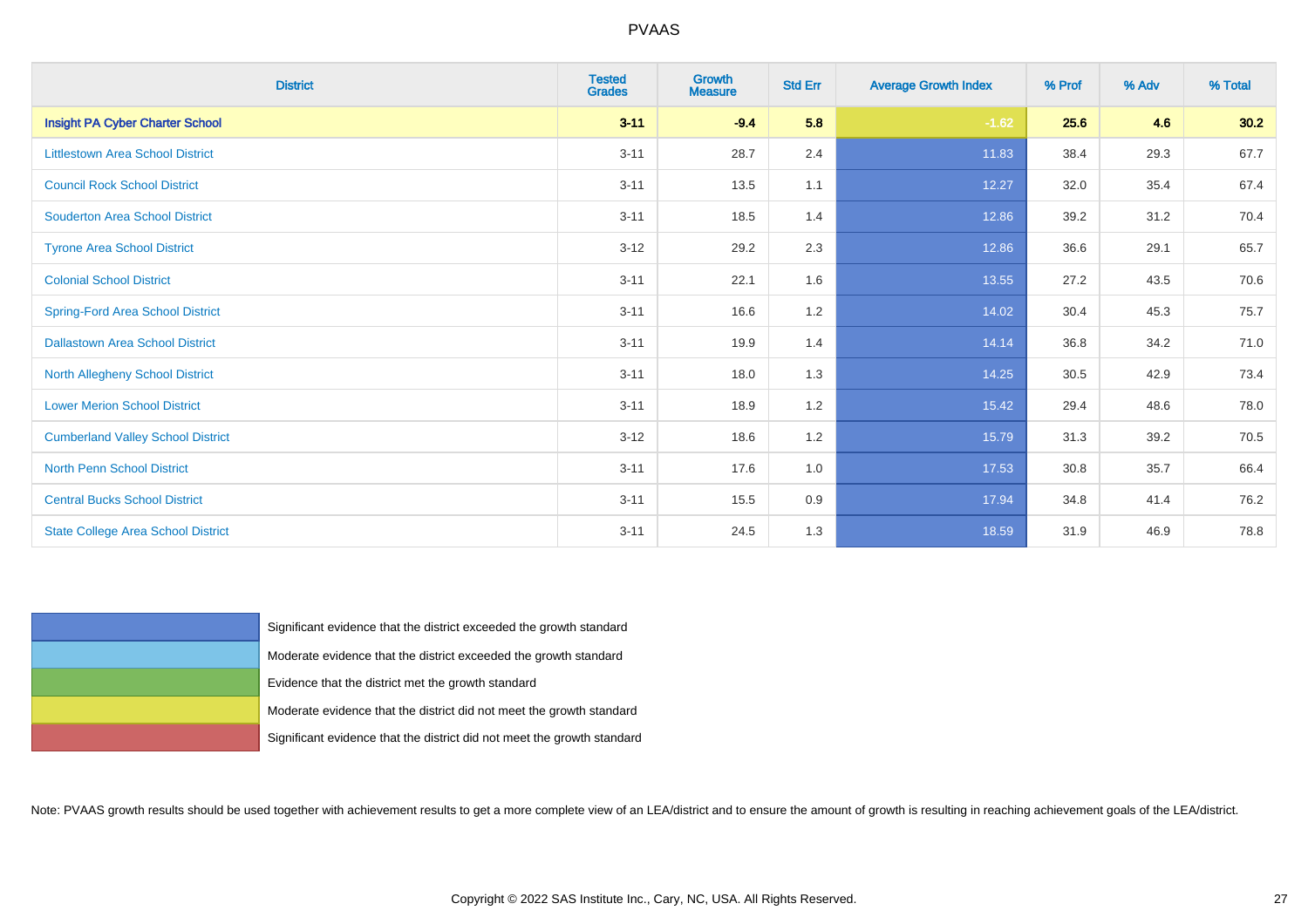# PVAAS

| District | Tested Grades | Growth Measure | Std Err | Average Growth Index | % Prof | % Adv | % Total |
|---|---|---|---|---|---|---|---|
| **Insight PA Cyber Charter School** | **3-11** | **-9.4** | **5.8** | **-1.62** | **25.6** | **4.6** | **30.2** |
| Littlestown Area School District | 3-11 | 28.7 | 2.4 | 11.83 | 38.4 | 29.3 | 67.7 |
| Council Rock School District | 3-11 | 13.5 | 1.1 | 12.27 | 32.0 | 35.4 | 67.4 |
| Souderton Area School District | 3-11 | 18.5 | 1.4 | 12.86 | 39.2 | 31.2 | 70.4 |
| Tyrone Area School District | 3-12 | 29.2 | 2.3 | 12.86 | 36.6 | 29.1 | 65.7 |
| Colonial School District | 3-11 | 22.1 | 1.6 | 13.55 | 27.2 | 43.5 | 70.6 |
| Spring-Ford Area School District | 3-11 | 16.6 | 1.2 | 14.02 | 30.4 | 45.3 | 75.7 |
| Dallastown Area School District | 3-11 | 19.9 | 1.4 | 14.14 | 36.8 | 34.2 | 71.0 |
| North Allegheny School District | 3-11 | 18.0 | 1.3 | 14.25 | 30.5 | 42.9 | 73.4 |
| Lower Merion School District | 3-11 | 18.9 | 1.2 | 15.42 | 29.4 | 48.6 | 78.0 |
| Cumberland Valley School District | 3-12 | 18.6 | 1.2 | 15.79 | 31.3 | 39.2 | 70.5 |
| North Penn School District | 3-11 | 17.6 | 1.0 | 17.53 | 30.8 | 35.7 | 66.4 |
| Central Bucks School District | 3-11 | 15.5 | 0.9 | 17.94 | 34.8 | 41.4 | 76.2 |
| State College Area School District | 3-11 | 24.5 | 1.3 | 18.59 | 31.9 | 46.9 | 78.8 |

Significant evidence that the district exceeded the growth standard

Moderate evidence that the district exceeded the growth standard

Evidence that the district met the growth standard

Moderate evidence that the district did not meet the growth standard

Significant evidence that the district did not meet the growth standard

Note: PVAAS growth results should be used together with achievement results to get a more complete view of an LEA/district and to ensure the amount of growth is resulting in reaching achievement goals of the LEA/district.

Copyright © 2022 SAS Institute Inc., Cary, NC, USA. All Rights Reserved.